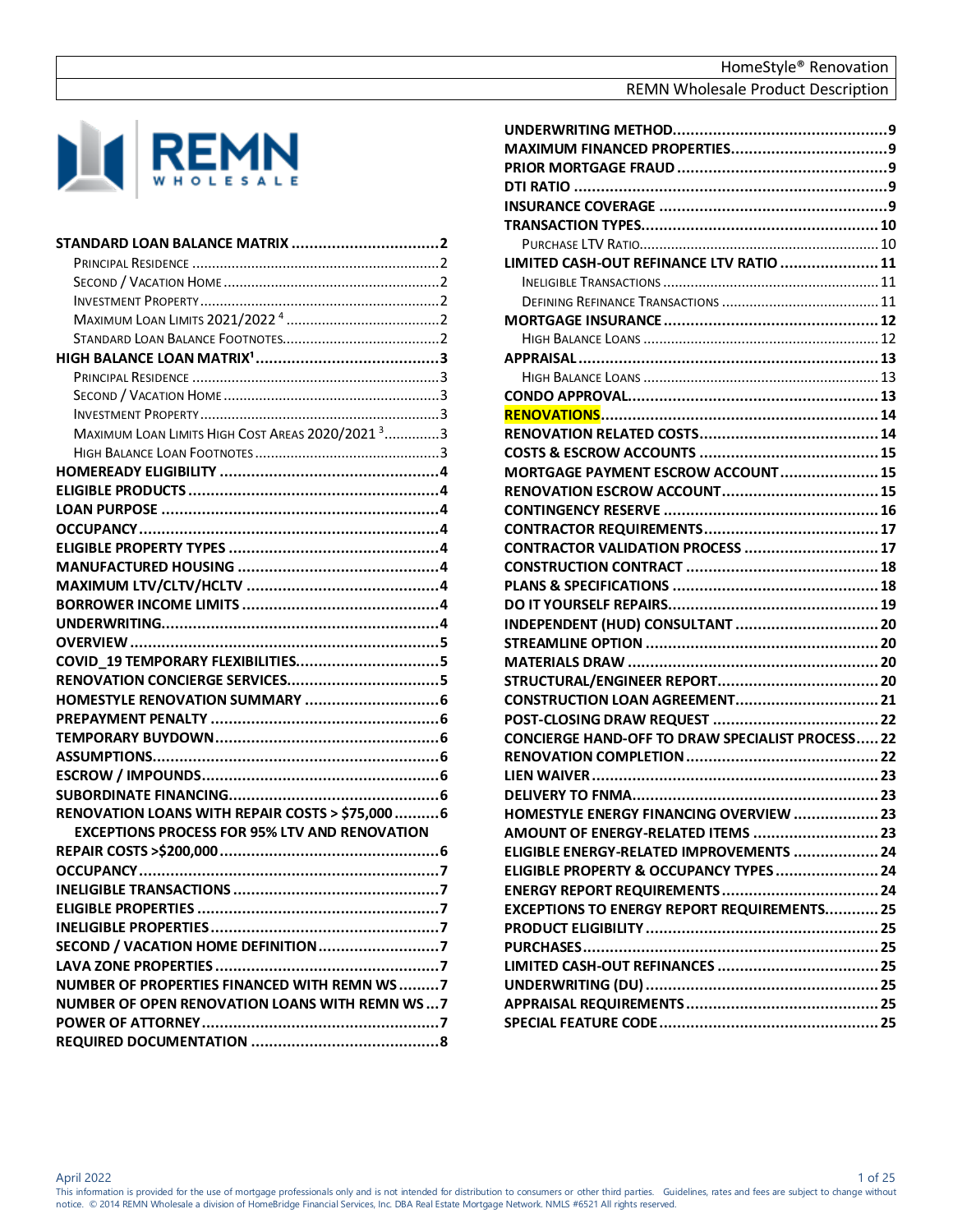# HomeStyle® Renovation

## REMN Wholesale Product Description

REMN WHOLESALE

**STANDARD LOAN BALANCE MATRIX** .... 2
- Principal Residence .... 2
- Second / Vacation Home .... 2
- Investment Property .... 2
- Maximum Loan Limits 2021/2022 [4] .... 2
- Standard Loan Balance Footnotes .... 2

**HIGH BALANCE LOAN MATRIX[1]** .... 3
- Principal Residence .... 3
- Second / Vacation Home .... 3
- Investment Property .... 3
- Maximum Loan Limits High Cost Areas 2020/2021 [3] .... 3
- High Balance Loan Footnotes .... 3

**HOMEREADY ELIGIBILITY** .... 4
**ELIGIBLE PRODUCTS** .... 4
**LOAN PURPOSE** .... 4
**OCCUPANCY** .... 4
**ELIGIBLE PROPERTY TYPES** .... 4
**MANUFACTURED HOUSING** .... 4
**MAXIMUM LTV/CLTV/HCLTV** .... 4
**BORROWER INCOME LIMITS** .... 4
**UNDERWRITING** .... 4
**OVERVIEW** .... 5
**COVID_19 TEMPORARY FLEXIBILITIES** .... 5
**RENOVATION CONCIERGE SERVICES** .... 5
**HOMESTYLE RENOVATION SUMMARY** .... 6
**PREPAYMENT PENALTY** .... 6
**TEMPORARY BUYDOWN** .... 6
**ASSUMPTIONS** .... 6
**ESCROW / IMPOUNDS** .... 6
**SUBORDINATE FINANCING** .... 6
**RENOVATION LOANS WITH REPAIR COSTS > $75,000** .... 6
**EXCEPTIONS PROCESS FOR 95% LTV AND RENOVATION REPAIR COSTS >$200,000** .... 6
**OCCUPANCY** .... 7
**INELIGIBLE TRANSACTIONS** .... 7
**ELIGIBLE PROPERTIES** .... 7
**INELIGIBLE PROPERTIES** .... 7
**SECOND / VACATION HOME DEFINITION** .... 7
**LAVA ZONE PROPERTIES** .... 7
**NUMBER OF PROPERTIES FINANCED WITH REMN WS** .... 7
**NUMBER OF OPEN RENOVATION LOANS WITH REMN WS** .... 7
**POWER OF ATTORNEY** .... 7
**REQUIRED DOCUMENTATION** .... 8
**UNDERWRITING METHOD** .... 9
**MAXIMUM FINANCED PROPERTIES** .... 9
**PRIOR MORTGAGE FRAUD** .... 9
**DTI RATIO** .... 9
**INSURANCE COVERAGE** .... 9
**TRANSACTION TYPES** .... 10
- Purchase LTV Ratio .... 10

**LIMITED CASH-OUT REFINANCE LTV RATIO** .... 11
- Ineligible Transactions .... 11
- Defining Refinance Transactions .... 11

**MORTGAGE INSURANCE** .... 12
- High Balance Loans .... 12

**APPRAISAL** .... 13
- High Balance Loans .... 13

**CONDO APPROVAL** .... 13
**RENOVATIONS** .... 14
**RENOVATION RELATED COSTS** .... 14
**COSTS & ESCROW ACCOUNTS** .... 15
**MORTGAGE PAYMENT ESCROW ACCOUNT** .... 15
**RENOVATION ESCROW ACCOUNT** .... 15
**CONTINGENCY RESERVE** .... 16
**CONTRACTOR REQUIREMENTS** .... 17
**CONTRACTOR VALIDATION PROCESS** .... 17
**CONSTRUCTION CONTRACT** .... 18
**PLANS & SPECIFICATIONS** .... 18
**DO IT YOURSELF REPAIRS** .... 19
**INDEPENDENT (HUD) CONSULTANT** .... 20
**STREAMLINE OPTION** .... 20
**MATERIALS DRAW** .... 20
**STRUCTURAL/ENGINEER REPORT** .... 20
**CONSTRUCTION LOAN AGREEMENT** .... 21
**POST-CLOSING DRAW REQUEST** .... 22
**CONCIERGE HAND-OFF TO DRAW SPECIALIST PROCESS** .... 22
**RENOVATION COMPLETION** .... 22
**LIEN WAIVER** .... 23
**DELIVERY TO FNMA** .... 23
**HOMESTYLE ENERGY FINANCING OVERVIEW** .... 23
**AMOUNT OF ENERGY-RELATED ITEMS** .... 23
**ELIGIBLE ENERGY-RELATED IMPROVEMENTS** .... 24
**ELIGIBLE PROPERTY & OCCUPANCY TYPES** .... 24
**ENERGY REPORT REQUIREMENTS** .... 24
**EXCEPTIONS TO ENERGY REPORT REQUIREMENTS** .... 25
**PRODUCT ELIGIBILITY** .... 25
**PURCHASES** .... 25
**LIMITED CASH-OUT REFINANCES** .... 25
**UNDERWRITING (DU)** .... 25
**APPRAISAL REQUIREMENTS** .... 25
**SPECIAL FEATURE CODE** .... 25

April 2022

This information is provided for the use of mortgage professionals only and is not intended for distribution to consumers or other third parties. Guidelines, rates and fees are subject to change without notice. © 2014 REMN Wholesale a division of HomeBridge Financial Services, Inc. DBA Real Estate Mortgage Network. NMLS #6521 All rights reserved.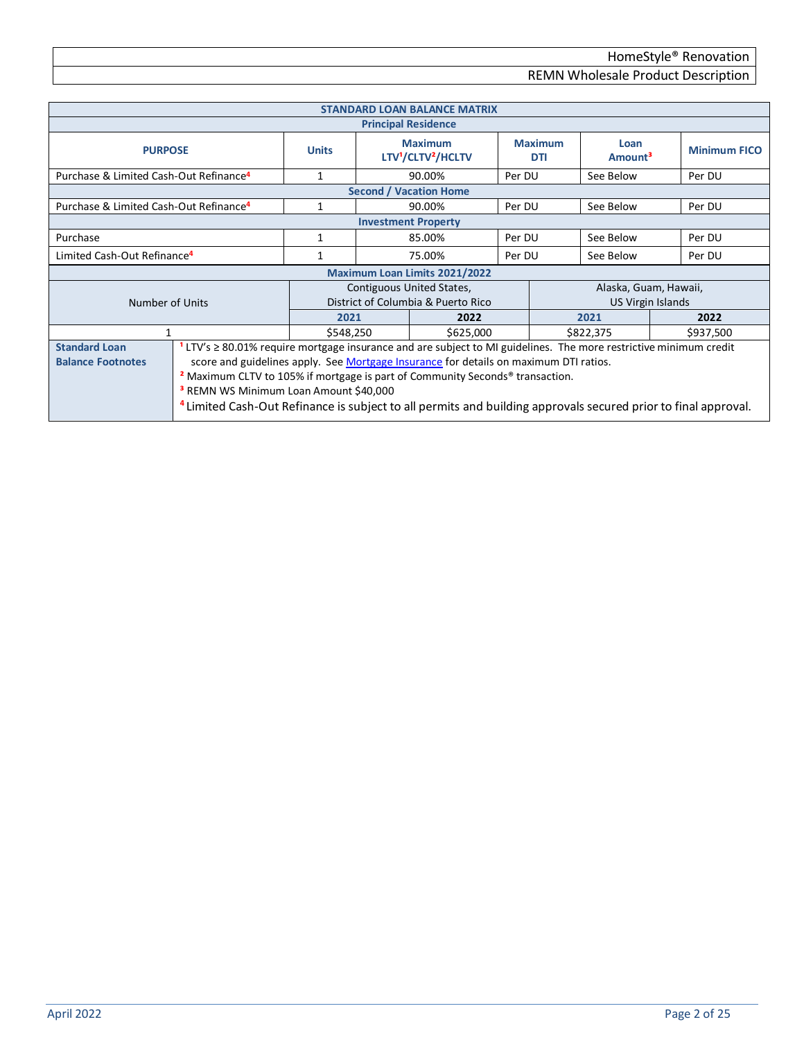## STANDARD LOAN BALANCE MATRIX

| PURPOSE | Units | Maximum LTV[1]/CLTV[2]/HCLTV | Maximum DTI | Loan Amount[3] | Minimum FICO |
|---|---|---|---|---|---|
| **Principal Residence** | | | | | |
| Purchase & Limited Cash-Out Refinance[4] | 1 | 90.00% | Per DU | See Below | Per DU |
| **Second / Vacation Home** | | | | | |
| Purchase & Limited Cash-Out Refinance[4] | 1 | 90.00% | Per DU | See Below | Per DU |
| **Investment Property** | | | | | |
| Purchase | 1 | 85.00% | Per DU | See Below | Per DU |
| Limited Cash-Out Refinance[4] | 1 | 75.00% | Per DU | See Below | Per DU |

### Maximum Loan Limits 2021/2022

| Number of Units | Contiguous United States, District of Columbia & Puerto Rico | | Alaska, Guam, Hawaii, US Virgin Islands | |
|---|---|---|---|---|
| | **2021** | **2022** | **2021** | **2022** |
| 1 | $548,250 | $625,000 | $822,375 | $937,500 |

**Standard Loan Balance Footnotes**

[1] LTV's ≥ 80.01% require mortgage insurance and are subject to MI guidelines. The more restrictive minimum credit score and guidelines apply. See Mortgage Insurance for details on maximum DTI ratios.

[2] Maximum CLTV to 105% if mortgage is part of Community Seconds® transaction.

[3] REMN WS Minimum Loan Amount $40,000

[4] Limited Cash-Out Refinance is subject to all permits and building approvals secured prior to final approval.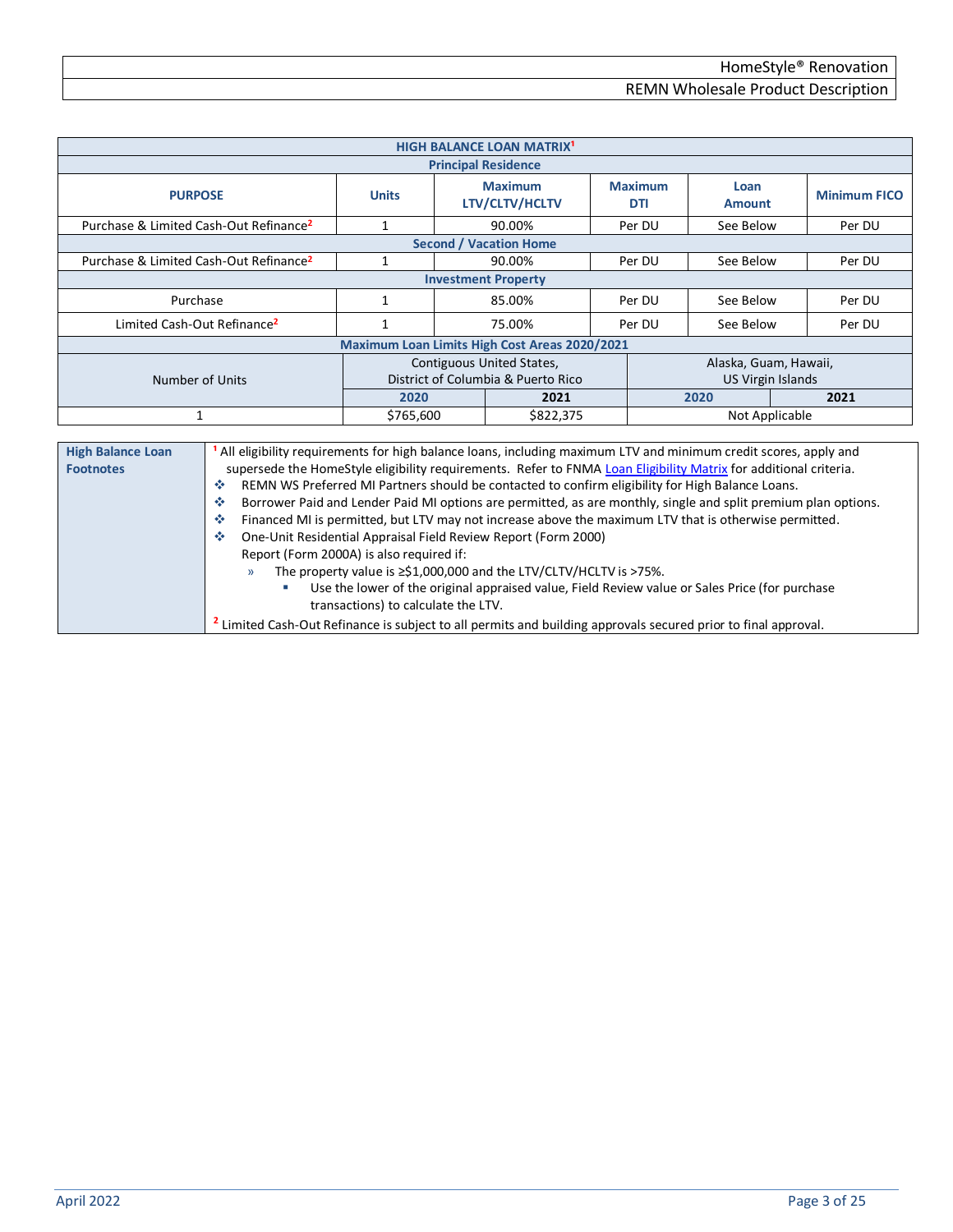| HIGH BALANCE LOAN MATRIX[1] | | | | | |
|---|---|---|---|---|---|
| **Principal Residence** | | | | | |
| **PURPOSE** | **Units** | **Maximum LTV/CLTV/HCLTV** | **Maximum DTI** | **Loan Amount** | **Minimum FICO** |
| Purchase & Limited Cash-Out Refinance[2] | 1 | 90.00% | Per DU | See Below | Per DU |
| **Second / Vacation Home** | | | | | |
| Purchase & Limited Cash-Out Refinance[2] | 1 | 90.00% | Per DU | See Below | Per DU |
| **Investment Property** | | | | | |
| Purchase | 1 | 85.00% | Per DU | See Below | Per DU |
| Limited Cash-Out Refinance[2] | 1 | 75.00% | Per DU | See Below | Per DU |

| Maximum Loan Limits High Cost Areas 2020/2021 | | | | |
|---|---|---|---|---|
| Number of Units | Contiguous United States, District of Columbia & Puerto Rico | | Alaska, Guam, Hawaii, US Virgin Islands | |
| | **2020** | **2021** | **2020** | **2021** |
| 1 | $765,600 | $822,375 | Not Applicable | |

**High Balance Loan Footnotes**

[1] All eligibility requirements for high balance loans, including maximum LTV and minimum credit scores, apply and supersede the HomeStyle eligibility requirements. Refer to FNMA Loan Eligibility Matrix for additional criteria.

- REMN WS Preferred MI Partners should be contacted to confirm eligibility for High Balance Loans.
- Borrower Paid and Lender Paid MI options are permitted, as are monthly, single and split premium plan options.
- Financed MI is permitted, but LTV may not increase above the maximum LTV that is otherwise permitted.
- One-Unit Residential Appraisal Field Review Report (Form 2000) Report (Form 2000A) is also required if:
  - The property value is ≥$1,000,000 and the LTV/CLTV/HCLTV is >75%.
    - Use the lower of the original appraised value, Field Review value or Sales Price (for purchase transactions) to calculate the LTV.

[2] Limited Cash-Out Refinance is subject to all permits and building approvals secured prior to final approval.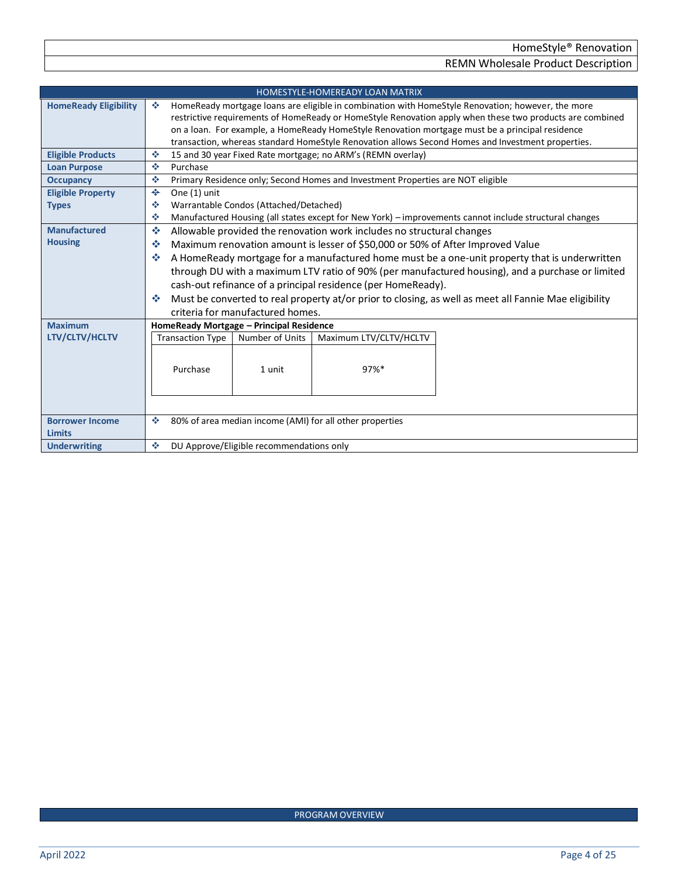## HOMESTYLE-HOMEREADY LOAN MATRIX

| | |
|---|---|
| **HomeReady Eligibility** | ❖ HomeReady mortgage loans are eligible in combination with HomeStyle Renovation; however, the more restrictive requirements of HomeReady or HomeStyle Renovation apply when these two products are combined on a loan. For example, a HomeReady HomeStyle Renovation mortgage must be a principal residence transaction, whereas standard HomeStyle Renovation allows Second Homes and Investment properties. |
| **Eligible Products** | ❖ 15 and 30 year Fixed Rate mortgage; no ARM's (REMN overlay) |
| **Loan Purpose** | ❖ Purchase |
| **Occupancy** | ❖ Primary Residence only; Second Homes and Investment Properties are NOT eligible |
| **Eligible Property Types** | ❖ One (1) unit<br>❖ Warrantable Condos (Attached/Detached)<br>❖ Manufactured Housing (all states except for New York) – improvements cannot include structural changes |
| **Manufactured Housing** | ❖ Allowable provided the renovation work includes no structural changes<br>❖ Maximum renovation amount is lesser of $50,000 or 50% of After Improved Value<br>❖ A HomeReady mortgage for a manufactured home must be a one-unit property that is underwritten through DU with a maximum LTV ratio of 90% (per manufactured housing), and a purchase or limited cash-out refinance of a principal residence (per HomeReady).<br>❖ Must be converted to real property at/or prior to closing, as well as meet all Fannie Mae eligibility criteria for manufactured homes. |
| **Maximum LTV/CLTV/HCLTV** | **HomeReady Mortgage – Principal Residence**<br>Transaction Type: Purchase; Number of Units: 1 unit; Maximum LTV/CLTV/HCLTV: 97%* |
| **Borrower Income Limits** | ❖ 80% of area median income (AMI) for all other properties |
| **Underwriting** | ❖ DU Approve/Eligible recommendations only |

**HomeReady Mortgage – Principal Residence**

| Transaction Type | Number of Units | Maximum LTV/CLTV/HCLTV |
|---|---|---|
| Purchase | 1 unit | 97%* |

## PROGRAM OVERVIEW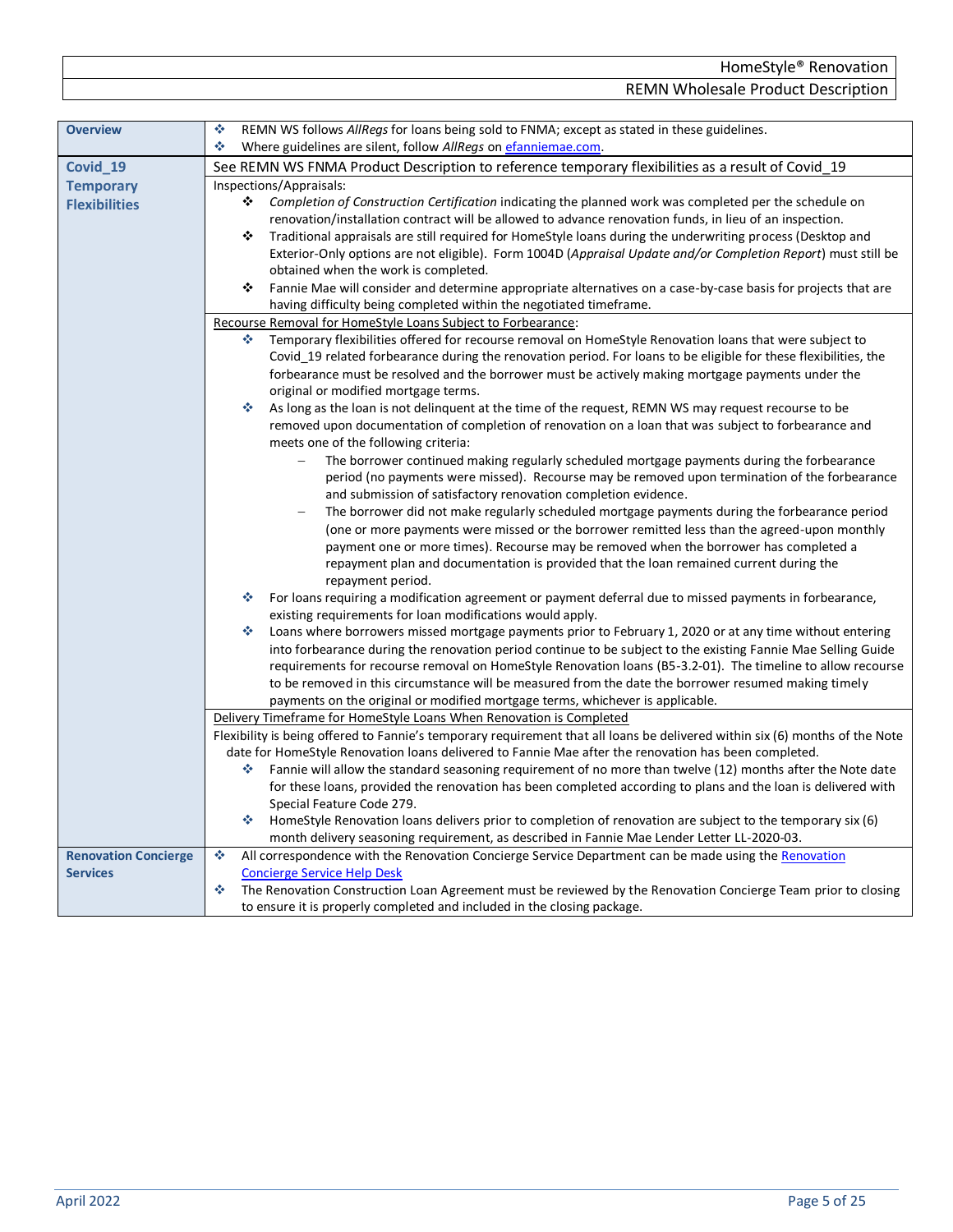| | |
|---|---|
| **Overview** | ❖ REMN WS follows *AllRegs* for loans being sold to FNMA; except as stated in these guidelines.<br>❖ Where guidelines are silent, follow *AllRegs* on efanniemae.com. |
| **Covid_19 Temporary Flexibilities** | See REMN WS FNMA Product Description to reference temporary flexibilities as a result of Covid_19<br><br>Inspections/Appraisals:<br>❖ *Completion of Construction Certification* indicating the planned work was completed per the schedule on renovation/installation contract will be allowed to advance renovation funds, in lieu of an inspection.<br>❖ Traditional appraisals are still required for HomeStyle loans during the underwriting process (Desktop and Exterior-Only options are not eligible). Form 1004D (*Appraisal Update and/or Completion Report*) must still be obtained when the work is completed.<br>❖ Fannie Mae will consider and determine appropriate alternatives on a case-by-case basis for projects that are having difficulty being completed within the negotiated timeframe.<br><br>Recourse Removal for HomeStyle Loans Subject to Forbearance:<br>❖ Temporary flexibilities offered for recourse removal on HomeStyle Renovation loans that were subject to Covid_19 related forbearance during the renovation period. For loans to be eligible for these flexibilities, the forbearance must be resolved and the borrower must be actively making mortgage payments under the original or modified mortgage terms.<br>❖ As long as the loan is not delinquent at the time of the request, REMN WS may request recourse to be removed upon documentation of completion of renovation on a loan that was subject to forbearance and meets one of the following criteria:<br>– The borrower continued making regularly scheduled mortgage payments during the forbearance period (no payments were missed). Recourse may be removed upon termination of the forbearance and submission of satisfactory renovation completion evidence.<br>– The borrower did not make regularly scheduled mortgage payments during the forbearance period (one or more payments were missed or the borrower remitted less than the agreed-upon monthly payment one or more times). Recourse may be removed when the borrower has completed a repayment plan and documentation is provided that the loan remained current during the repayment period.<br>❖ For loans requiring a modification agreement or payment deferral due to missed payments in forbearance, existing requirements for loan modifications would apply.<br>❖ Loans where borrowers missed mortgage payments prior to February 1, 2020 or at any time without entering into forbearance during the renovation period continue to be subject to the existing Fannie Mae Selling Guide requirements for recourse removal on HomeStyle Renovation loans (B5-3.2-01). The timeline to allow recourse to be removed in this circumstance will be measured from the date the borrower resumed making timely payments on the original or modified mortgage terms, whichever is applicable.<br><br>Delivery Timeframe for HomeStyle Loans When Renovation is Completed<br>Flexibility is being offered to Fannie's temporary requirement that all loans be delivered within six (6) months of the Note date for HomeStyle Renovation loans delivered to Fannie Mae after the renovation has been completed.<br>❖ Fannie will allow the standard seasoning requirement of no more than twelve (12) months after the Note date for these loans, provided the renovation has been completed according to plans and the loan is delivered with Special Feature Code 279.<br>❖ HomeStyle Renovation loans delivers prior to completion of renovation are subject to the temporary six (6) month delivery seasoning requirement, as described in Fannie Mae Lender Letter LL-2020-03. |
| **Renovation Concierge Services** | ❖ All correspondence with the Renovation Concierge Service Department can be made using the Renovation Concierge Service Help Desk<br>❖ The Renovation Construction Loan Agreement must be reviewed by the Renovation Concierge Team prior to closing to ensure it is properly completed and included in the closing package. |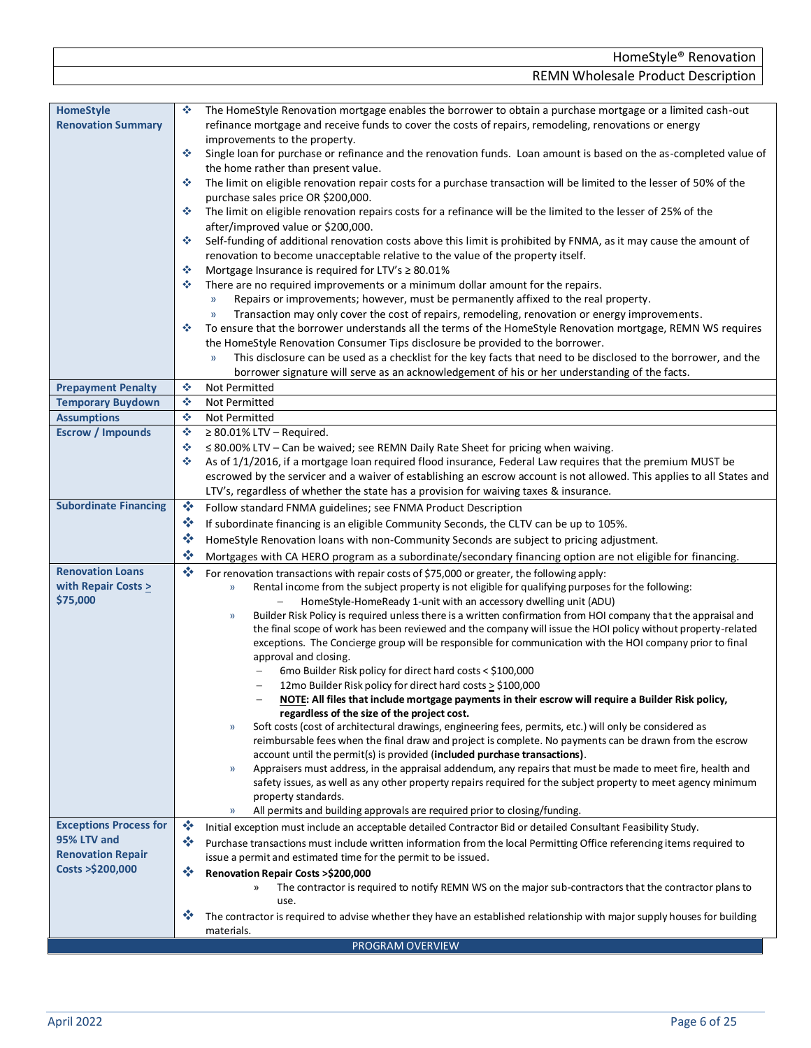| | |
|---|---|
| **HomeStyle Renovation Summary** | ❖ The HomeStyle Renovation mortgage enables the borrower to obtain a purchase mortgage or a limited cash-out refinance mortgage and receive funds to cover the costs of repairs, remodeling, renovations or energy improvements to the property.<br>❖ Single loan for purchase or refinance and the renovation funds. Loan amount is based on the as-completed value of the home rather than present value.<br>❖ The limit on eligible renovation repair costs for a purchase transaction will be limited to the lesser of 50% of the purchase sales price OR $200,000.<br>❖ The limit on eligible renovation repairs costs for a refinance will be the limited to the lesser of 25% of the after/improved value or $200,000.<br>❖ Self-funding of additional renovation costs above this limit is prohibited by FNMA, as it may cause the amount of renovation to become unacceptable relative to the value of the property itself.<br>❖ Mortgage Insurance is required for LTV's ≥ 80.01%<br>❖ There are no required improvements or a minimum dollar amount for the repairs.<br>» Repairs or improvements; however, must be permanently affixed to the real property.<br>» Transaction may only cover the cost of repairs, remodeling, renovation or energy improvements.<br>❖ To ensure that the borrower understands all the terms of the HomeStyle Renovation mortgage, REMN WS requires the HomeStyle Renovation Consumer Tips disclosure be provided to the borrower.<br>» This disclosure can be used as a checklist for the key facts that need to be disclosed to the borrower, and the borrower signature will serve as an acknowledgement of his or her understanding of the facts. |
| **Prepayment Penalty** | ❖ Not Permitted |
| **Temporary Buydown** | ❖ Not Permitted |
| **Assumptions** | ❖ Not Permitted |
| **Escrow / Impounds** | ❖ ≥ 80.01% LTV – Required.<br>❖ ≤ 80.00% LTV – Can be waived; see REMN Daily Rate Sheet for pricing when waiving.<br>❖ As of 1/1/2016, if a mortgage loan required flood insurance, Federal Law requires that the premium MUST be escrowed by the servicer and a waiver of establishing an escrow account is not allowed. This applies to all States and LTV's, regardless of whether the state has a provision for waiving taxes & insurance. |
| **Subordinate Financing** | ❖ Follow standard FNMA guidelines; see FNMA Product Description<br>❖ If subordinate financing is an eligible Community Seconds, the CLTV can be up to 105%.<br>❖ HomeStyle Renovation loans with non-Community Seconds are subject to pricing adjustment.<br>❖ Mortgages with CA HERO program as a subordinate/secondary financing option are not eligible for financing. |
| **Renovation Loans with Repair Costs ≥ $75,000** | ❖ For renovation transactions with repair costs of $75,000 or greater, the following apply:<br>» Rental income from the subject property is not eligible for qualifying purposes for the following:<br>– HomeStyle-HomeReady 1-unit with an accessory dwelling unit (ADU)<br>» Builder Risk Policy is required unless there is a written confirmation from HOI company that the appraisal and the final scope of work has been reviewed and the company will issue the HOI policy without property-related exceptions. The Concierge group will be responsible for communication with the HOI company prior to final approval and closing.<br>– 6mo Builder Risk policy for direct hard costs < $100,000<br>– 12mo Builder Risk policy for direct hard costs ≥ $100,000<br>– **<u>NOTE</u>: All files that include mortgage payments in their escrow will require a Builder Risk policy, regardless of the size of the project cost.**<br>» Soft costs (cost of architectural drawings, engineering fees, permits, etc.) will only be considered as reimbursable fees when the final draw and project is complete. No payments can be drawn from the escrow account until the permit(s) is provided (**included purchase transactions**).<br>» Appraisers must address, in the appraisal addendum, any repairs that must be made to meet fire, health and safety issues, as well as any other property repairs required for the subject property to meet agency minimum property standards.<br>» All permits and building approvals are required prior to closing/funding. |
| **Exceptions Process for 95% LTV and Renovation Repair Costs >$200,000** | ❖ Initial exception must include an acceptable detailed Contractor Bid or detailed Consultant Feasibility Study.<br>❖ Purchase transactions must include written information from the local Permitting Office referencing items required to issue a permit and estimated time for the permit to be issued.<br>❖ **Renovation Repair Costs >$200,000**<br>» The contractor is required to notify REMN WS on the major sub-contractors that the contractor plans to use.<br>❖ The contractor is required to advise whether they have an established relationship with major supply houses for building materials. |

PROGRAM OVERVIEW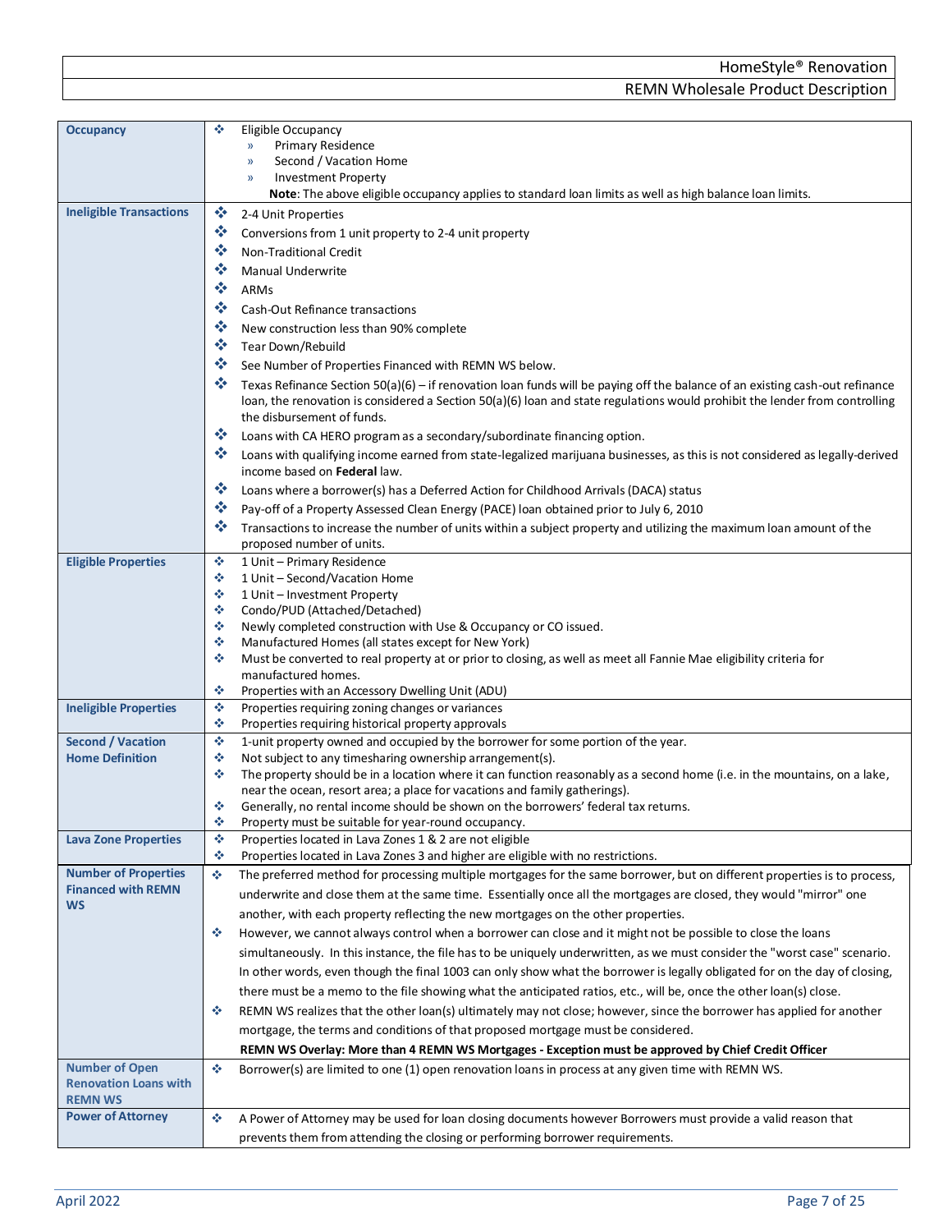| | |
|---|---|
| **Occupancy** | ❖ Eligible Occupancy<br>» Primary Residence<br>» Second / Vacation Home<br>» Investment Property<br>**Note**: The above eligible occupancy applies to standard loan limits as well as high balance loan limits. |
| **Ineligible Transactions** | ❖ 2-4 Unit Properties<br>❖ Conversions from 1 unit property to 2-4 unit property<br>❖ Non-Traditional Credit<br>❖ Manual Underwrite<br>❖ ARMs<br>❖ Cash-Out Refinance transactions<br>❖ New construction less than 90% complete<br>❖ Tear Down/Rebuild<br>❖ See Number of Properties Financed with REMN WS below.<br>❖ Texas Refinance Section 50(a)(6) – if renovation loan funds will be paying off the balance of an existing cash-out refinance loan, the renovation is considered a Section 50(a)(6) loan and state regulations would prohibit the lender from controlling the disbursement of funds.<br>❖ Loans with CA HERO program as a secondary/subordinate financing option.<br>❖ Loans with qualifying income earned from state-legalized marijuana businesses, as this is not considered as legally-derived income based on **Federal** law.<br>❖ Loans where a borrower(s) has a Deferred Action for Childhood Arrivals (DACA) status<br>❖ Pay-off of a Property Assessed Clean Energy (PACE) loan obtained prior to July 6, 2010<br>❖ Transactions to increase the number of units within a subject property and utilizing the maximum loan amount of the proposed number of units. |
| **Eligible Properties** | ❖ 1 Unit – Primary Residence<br>❖ 1 Unit – Second/Vacation Home<br>❖ 1 Unit – Investment Property<br>❖ Condo/PUD (Attached/Detached)<br>❖ Newly completed construction with Use & Occupancy or CO issued.<br>❖ Manufactured Homes (all states except for New York)<br>❖ Must be converted to real property at or prior to closing, as well as meet all Fannie Mae eligibility criteria for manufactured homes.<br>❖ Properties with an Accessory Dwelling Unit (ADU) |
| **Ineligible Properties** | ❖ Properties requiring zoning changes or variances<br>❖ Properties requiring historical property approvals |
| **Second / Vacation Home Definition** | ❖ 1-unit property owned and occupied by the borrower for some portion of the year.<br>❖ Not subject to any timesharing ownership arrangement(s).<br>❖ The property should be in a location where it can function reasonably as a second home (i.e. in the mountains, on a lake, near the ocean, resort area; a place for vacations and family gatherings).<br>❖ Generally, no rental income should be shown on the borrowers' federal tax returns.<br>❖ Property must be suitable for year-round occupancy. |
| **Lava Zone Properties** | ❖ Properties located in Lava Zones 1 & 2 are not eligible<br>❖ Properties located in Lava Zones 3 and higher are eligible with no restrictions. |
| **Number of Properties Financed with REMN WS** | ❖ The preferred method for processing multiple mortgages for the same borrower, but on different properties is to process, underwrite and close them at the same time. Essentially once all the mortgages are closed, they would "mirror" one another, with each property reflecting the new mortgages on the other properties.<br>❖ However, we cannot always control when a borrower can close and it might not be possible to close the loans simultaneously. In this instance, the file has to be uniquely underwritten, as we must consider the "worst case" scenario. In other words, even though the final 1003 can only show what the borrower is legally obligated for on the day of closing, there must be a memo to the file showing what the anticipated ratios, etc., will be, once the other loan(s) close.<br>❖ REMN WS realizes that the other loan(s) ultimately may not close; however, since the borrower has applied for another mortgage, the terms and conditions of that proposed mortgage must be considered.<br>**REMN WS Overlay: More than 4 REMN WS Mortgages - Exception must be approved by Chief Credit Officer** |
| **Number of Open Renovation Loans with REMN WS** | ❖ Borrower(s) are limited to one (1) open renovation loans in process at any given time with REMN WS. |
| **Power of Attorney** | ❖ A Power of Attorney may be used for loan closing documents however Borrowers must provide a valid reason that prevents them from attending the closing or performing borrower requirements. |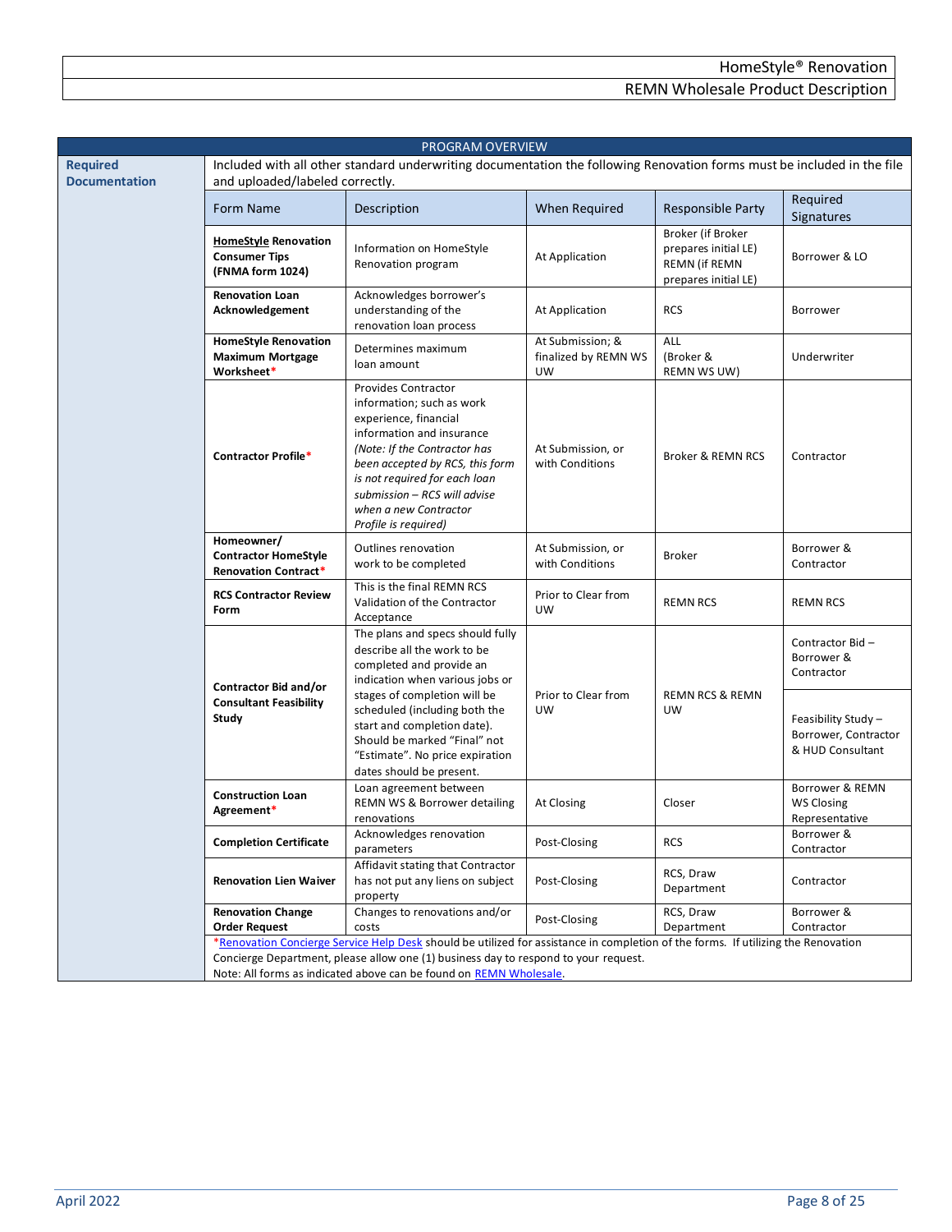## PROGRAM OVERVIEW

**Required Documentation**

Included with all other standard underwriting documentation the following Renovation forms must be included in the file and uploaded/labeled correctly.

| Form Name | Description | When Required | Responsible Party | Required Signatures |
|---|---|---|---|---|
| **HomeStyle Renovation Consumer Tips (FNMA form 1024)** | Information on HomeStyle Renovation program | At Application | Broker (if Broker prepares initial LE) REMN (if REMN prepares initial LE) | Borrower & LO |
| **Renovation Loan Acknowledgement** | Acknowledges borrower's understanding of the renovation loan process | At Application | RCS | Borrower |
| **HomeStyle Renovation Maximum Mortgage Worksheet*** | Determines maximum loan amount | At Submission; & finalized by REMN WS UW | ALL (Broker & REMN WS UW) | Underwriter |
| **Contractor Profile*** | Provides Contractor information; such as work experience, financial information and insurance *(Note: If the Contractor has been accepted by RCS, this form is not required for each loan submission – RCS will advise when a new Contractor Profile is required)* | At Submission, or with Conditions | Broker & REMN RCS | Contractor |
| **Homeowner/ Contractor HomeStyle Renovation Contract*** | Outlines renovation work to be completed | At Submission, or with Conditions | Broker | Borrower & Contractor |
| **RCS Contractor Review Form** | This is the final REMN RCS Validation of the Contractor Acceptance | Prior to Clear from UW | REMN RCS | REMN RCS |
| **Contractor Bid and/or Consultant Feasibility Study** | The plans and specs should fully describe all the work to be completed and provide an indication when various jobs or stages of completion will be scheduled (including both the start and completion date). Should be marked "Final" not "Estimate". No price expiration dates should be present. | Prior to Clear from UW | REMN RCS & REMN UW | Contractor Bid – Borrower & Contractor<br>Feasibility Study – Borrower, Contractor & HUD Consultant |
| **Construction Loan Agreement*** | Loan agreement between REMN WS & Borrower detailing renovations | At Closing | Closer | Borrower & REMN WS Closing Representative |
| **Completion Certificate** | Acknowledges renovation parameters | Post-Closing | RCS | Borrower & Contractor |
| **Renovation Lien Waiver** | Affidavit stating that Contractor has not put any liens on subject property | Post-Closing | RCS, Draw Department | Contractor |
| **Renovation Change Order Request** | Changes to renovations and/or costs | Post-Closing | RCS, Draw Department | Borrower & Contractor |

*Renovation Concierge Service Help Desk should be utilized for assistance in completion of the forms. If utilizing the Renovation Concierge Department, please allow one (1) business day to respond to your request.
Note: All forms as indicated above can be found on REMN Wholesale.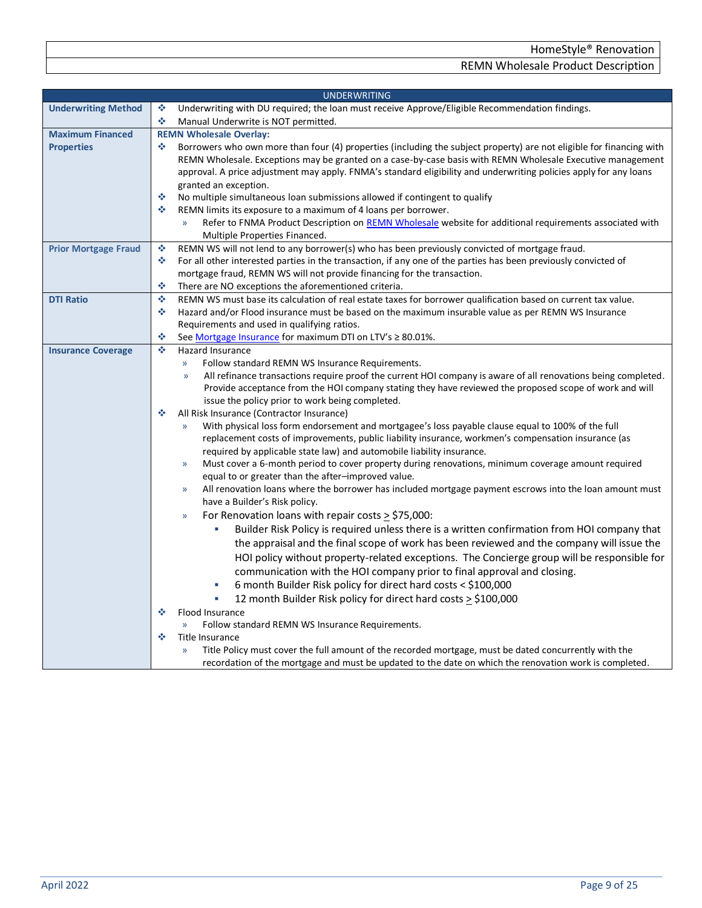| UNDERWRITING | |
|---|---|
| **Underwriting Method** | ❖ Underwriting with DU required; the loan must receive Approve/Eligible Recommendation findings.<br>❖ Manual Underwrite is NOT permitted. |
| **Maximum Financed Properties** | **REMN Wholesale Overlay:**<br>❖ Borrowers who own more than four (4) properties (including the subject property) are not eligible for financing with REMN Wholesale. Exceptions may be granted on a case-by-case basis with REMN Wholesale Executive management approval. A price adjustment may apply. FNMA's standard eligibility and underwriting policies apply for any loans granted an exception.<br>❖ No multiple simultaneous loan submissions allowed if contingent to qualify<br>❖ REMN limits its exposure to a maximum of 4 loans per borrower.<br>» Refer to FNMA Product Description on REMN Wholesale website for additional requirements associated with Multiple Properties Financed. |
| **Prior Mortgage Fraud** | ❖ REMN WS will not lend to any borrower(s) who has been previously convicted of mortgage fraud.<br>❖ For all other interested parties in the transaction, if any one of the parties has been previously convicted of mortgage fraud, REMN WS will not provide financing for the transaction.<br>❖ There are NO exceptions the aforementioned criteria. |
| **DTI Ratio** | ❖ REMN WS must base its calculation of real estate taxes for borrower qualification based on current tax value.<br>❖ Hazard and/or Flood insurance must be based on the maximum insurable value as per REMN WS Insurance Requirements and used in qualifying ratios.<br>❖ See Mortgage Insurance for maximum DTI on LTV's ≥ 80.01%. |
| **Insurance Coverage** | ❖ Hazard Insurance<br>» Follow standard REMN WS Insurance Requirements.<br>» All refinance transactions require proof the current HOI company is aware of all renovations being completed. Provide acceptance from the HOI company stating they have reviewed the proposed scope of work and will issue the policy prior to work being completed.<br>❖ All Risk Insurance (Contractor Insurance)<br>» With physical loss form endorsement and mortgagee's loss payable clause equal to 100% of the full replacement costs of improvements, public liability insurance, workmen's compensation insurance (as required by applicable state law) and automobile liability insurance.<br>» Must cover a 6-month period to cover property during renovations, minimum coverage amount required equal to or greater than the after–improved value.<br>» All renovation loans where the borrower has included mortgage payment escrows into the loan amount must have a Builder's Risk policy.<br>» For Renovation loans with repair costs ≥ $75,000:<br>▪ Builder Risk Policy is required unless there is a written confirmation from HOI company that the appraisal and the final scope of work has been reviewed and the company will issue the HOI policy without property-related exceptions. The Concierge group will be responsible for communication with the HOI company prior to final approval and closing.<br>▪ 6 month Builder Risk policy for direct hard costs < $100,000<br>▪ 12 month Builder Risk policy for direct hard costs ≥ $100,000<br>❖ Flood Insurance<br>» Follow standard REMN WS Insurance Requirements.<br>❖ Title Insurance<br>» Title Policy must cover the full amount of the recorded mortgage, must be dated concurrently with the recordation of the mortgage and must be updated to the date on which the renovation work is completed. |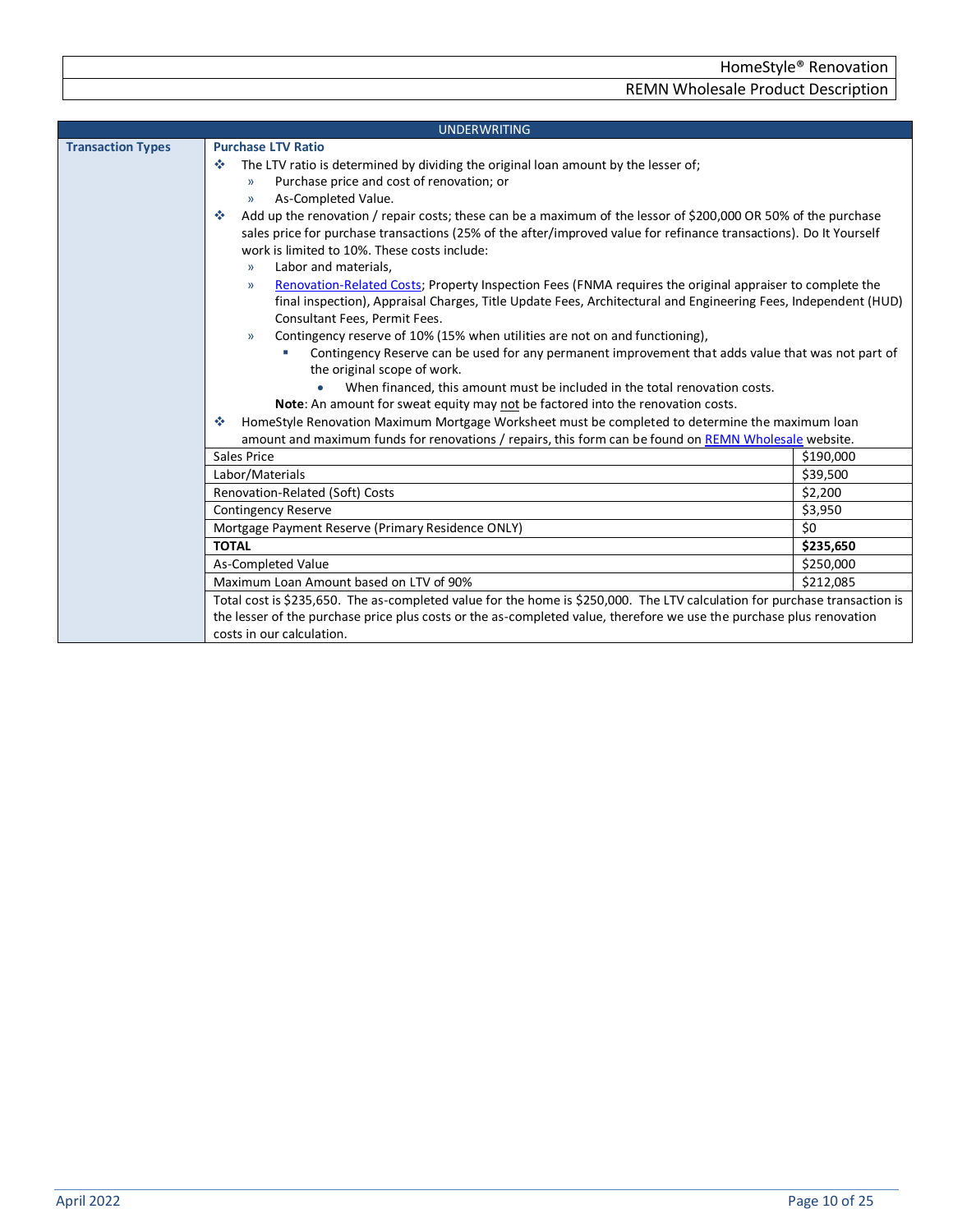## UNDERWRITING

**Transaction Types**

**Purchase LTV Ratio**

- The LTV ratio is determined by dividing the original loan amount by the lesser of;
  - Purchase price and cost of renovation; or
  - As-Completed Value.
- Add up the renovation / repair costs; these can be a maximum of the lessor of $200,000 OR 50% of the purchase sales price for purchase transactions (25% of the after/improved value for refinance transactions). Do It Yourself work is limited to 10%. These costs include:
  - Labor and materials,
  - Renovation-Related Costs; Property Inspection Fees (FNMA requires the original appraiser to complete the final inspection), Appraisal Charges, Title Update Fees, Architectural and Engineering Fees, Independent (HUD) Consultant Fees, Permit Fees.
  - Contingency reserve of 10% (15% when utilities are not on and functioning),
    - Contingency Reserve can be used for any permanent improvement that adds value that was not part of the original scope of work.
      - When financed, this amount must be included in the total renovation costs.

  **Note**: An amount for sweat equity may not be factored into the renovation costs.
- HomeStyle Renovation Maximum Mortgage Worksheet must be completed to determine the maximum loan amount and maximum funds for renovations / repairs, this form can be found on REMN Wholesale website.

| Item | Amount |
|---|---|
| Sales Price | $190,000 |
| Labor/Materials | $39,500 |
| Renovation-Related (Soft) Costs | $2,200 |
| Contingency Reserve | $3,950 |
| Mortgage Payment Reserve (Primary Residence ONLY) | $0 |
| **TOTAL** | **$235,650** |
| As-Completed Value | $250,000 |
| Maximum Loan Amount based on LTV of 90% | $212,085 |

Total cost is $235,650. The as-completed value for the home is $250,000. The LTV calculation for purchase transaction is the lesser of the purchase price plus costs or the as-completed value, therefore we use the purchase plus renovation costs in our calculation.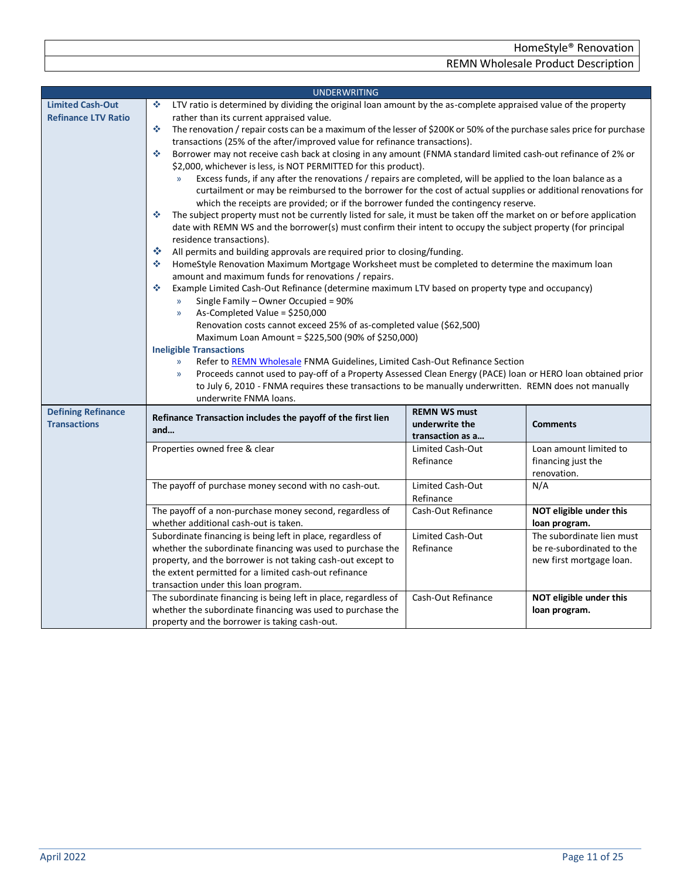## UNDERWRITING

### Limited Cash-Out Refinance LTV Ratio

- LTV ratio is determined by dividing the original loan amount by the as-complete appraised value of the property rather than its current appraised value.
- The renovation / repair costs can be a maximum of the lesser of $200K or 50% of the purchase sales price for purchase transactions (25% of the after/improved value for refinance transactions).
- Borrower may not receive cash back at closing in any amount (FNMA standard limited cash-out refinance of 2% or $2,000, whichever is less, is NOT PERMITTED for this product).
  - Excess funds, if any after the renovations / repairs are completed, will be applied to the loan balance as a curtailment or may be reimbursed to the borrower for the cost of actual supplies or additional renovations for which the receipts are provided; or if the borrower funded the contingency reserve.
- The subject property must not be currently listed for sale, it must be taken off the market on or before application date with REMN WS and the borrower(s) must confirm their intent to occupy the subject property (for principal residence transactions).
- All permits and building approvals are required prior to closing/funding.
- HomeStyle Renovation Maximum Mortgage Worksheet must be completed to determine the maximum loan amount and maximum funds for renovations / repairs.
- Example Limited Cash-Out Refinance (determine maximum LTV based on property type and occupancy)
  - Single Family – Owner Occupied = 90%
  - As-Completed Value = $250,000
    Renovation costs cannot exceed 25% of as-completed value ($62,500)
    Maximum Loan Amount = $225,500 (90% of $250,000)

**Ineligible Transactions**

- Refer to REMN Wholesale FNMA Guidelines, Limited Cash-Out Refinance Section
- Proceeds cannot used to pay-off of a Property Assessed Clean Energy (PACE) loan or HERO loan obtained prior to July 6, 2010 - FNMA requires these transactions to be manually underwritten. REMN does not manually underwrite FNMA loans.

### Defining Refinance Transactions

| Refinance Transaction includes the payoff of the first lien and… | REMN WS must underwrite the transaction as a… | Comments |
|---|---|---|
| Properties owned free & clear | Limited Cash-Out Refinance | Loan amount limited to financing just the renovation. |
| The payoff of purchase money second with no cash-out. | Limited Cash-Out Refinance | N/A |
| The payoff of a non-purchase money second, regardless of whether additional cash-out is taken. | Cash-Out Refinance | **NOT eligible under this loan program.** |
| Subordinate financing is being left in place, regardless of whether the subordinate financing was used to purchase the property, and the borrower is not taking cash-out except to the extent permitted for a limited cash-out refinance transaction under this loan program. | Limited Cash-Out Refinance | The subordinate lien must be re-subordinated to the new first mortgage loan. |
| The subordinate financing is being left in place, regardless of whether the subordinate financing was used to purchase the property and the borrower is taking cash-out. | Cash-Out Refinance | **NOT eligible under this loan program.** |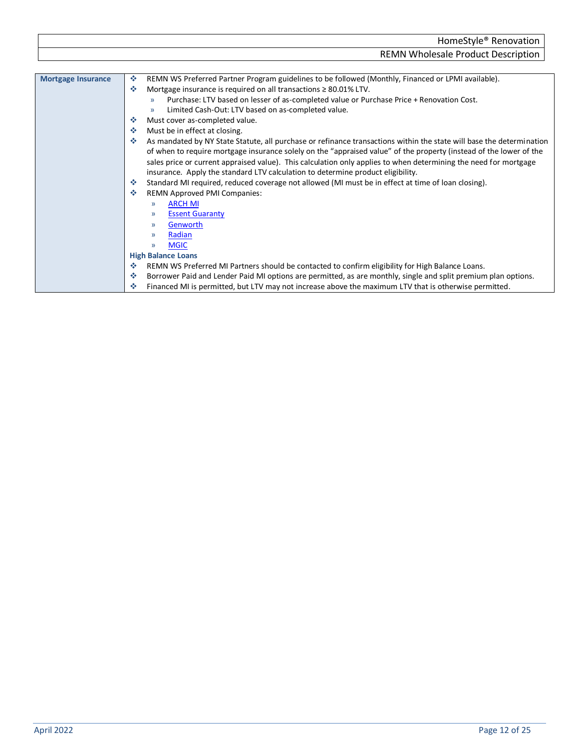| Mortgage Insurance | ❖ REMN WS Preferred Partner Program guidelines to be followed (Monthly, Financed or LPMI available).<br>❖ Mortgage insurance is required on all transactions ≥ 80.01% LTV.<br>» Purchase: LTV based on lesser of as-completed value or Purchase Price + Renovation Cost.<br>» Limited Cash-Out: LTV based on as-completed value.<br>❖ Must cover as-completed value.<br>❖ Must be in effect at closing.<br>❖ As mandated by NY State Statute, all purchase or refinance transactions within the state will base the determination of when to require mortgage insurance solely on the "appraised value" of the property (instead of the lower of the sales price or current appraised value). This calculation only applies to when determining the need for mortgage insurance. Apply the standard LTV calculation to determine product eligibility.<br>❖ Standard MI required, reduced coverage not allowed (MI must be in effect at time of loan closing).<br>❖ REMN Approved PMI Companies:<br>» ARCH MI<br>» Essent Guaranty<br>» Genworth<br>» Radian<br>» MGIC<br>**High Balance Loans**<br>❖ REMN WS Preferred MI Partners should be contacted to confirm eligibility for High Balance Loans.<br>❖ Borrower Paid and Lender Paid MI options are permitted, as are monthly, single and split premium plan options.<br>❖ Financed MI is permitted, but LTV may not increase above the maximum LTV that is otherwise permitted. |
|---|---|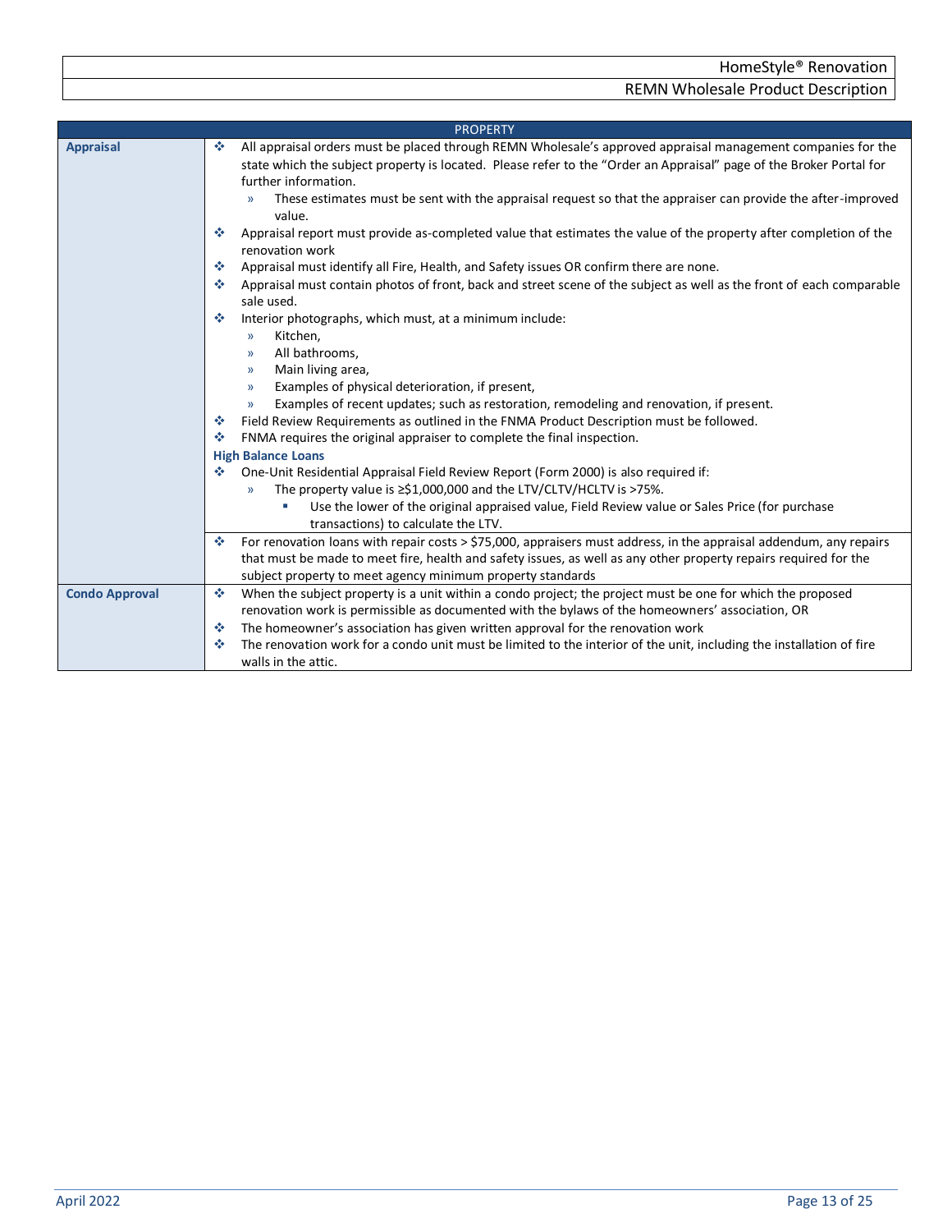| PROPERTY | |
|---|---|
| **Appraisal** | ❖ All appraisal orders must be placed through REMN Wholesale's approved appraisal management companies for the state which the subject property is located. Please refer to the "Order an Appraisal" page of the Broker Portal for further information.<br>» These estimates must be sent with the appraisal request so that the appraiser can provide the after-improved value.<br>❖ Appraisal report must provide as-completed value that estimates the value of the property after completion of the renovation work<br>❖ Appraisal must identify all Fire, Health, and Safety issues OR confirm there are none.<br>❖ Appraisal must contain photos of front, back and street scene of the subject as well as the front of each comparable sale used.<br>❖ Interior photographs, which must, at a minimum include:<br>» Kitchen,<br>» All bathrooms,<br>» Main living area,<br>» Examples of physical deterioration, if present,<br>» Examples of recent updates; such as restoration, remodeling and renovation, if present.<br>❖ Field Review Requirements as outlined in the FNMA Product Description must be followed.<br>❖ FNMA requires the original appraiser to complete the final inspection.<br>**High Balance Loans**<br>❖ One-Unit Residential Appraisal Field Review Report (Form 2000) is also required if:<br>» The property value is ≥$1,000,000 and the LTV/CLTV/HCLTV is >75%.<br>▪ Use the lower of the original appraised value, Field Review value or Sales Price (for purchase transactions) to calculate the LTV. |
| | ❖ For renovation loans with repair costs > $75,000, appraisers must address, in the appraisal addendum, any repairs that must be made to meet fire, health and safety issues, as well as any other property repairs required for the subject property to meet agency minimum property standards |
| **Condo Approval** | ❖ When the subject property is a unit within a condo project; the project must be one for which the proposed renovation work is permissible as documented with the bylaws of the homeowners' association, OR<br>❖ The homeowner's association has given written approval for the renovation work<br>❖ The renovation work for a condo unit must be limited to the interior of the unit, including the installation of fire walls in the attic. |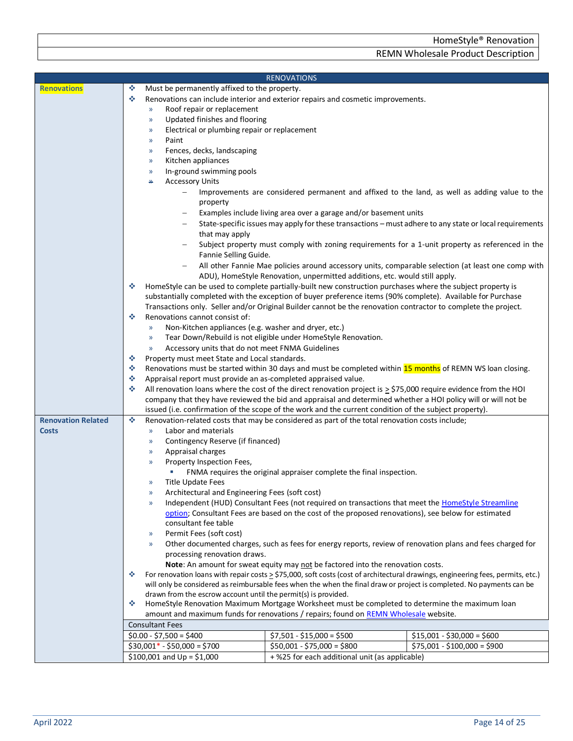## RENOVATIONS

**Renovations**

- Must be permanently affixed to the property.
- Renovations can include interior and exterior repairs and cosmetic improvements.
  - Roof repair or replacement
  - Updated finishes and flooring
  - Electrical or plumbing repair or replacement
  - Paint
  - Fences, decks, landscaping
  - Kitchen appliances
  - In-ground swimming pools
  - Accessory Units
    - Improvements are considered permanent and affixed to the land, as well as adding value to the property
    - Examples include living area over a garage and/or basement units
    - State-specific issues may apply for these transactions – must adhere to any state or local requirements that may apply
    - Subject property must comply with zoning requirements for a 1-unit property as referenced in the Fannie Selling Guide.
    - All other Fannie Mae policies around accessory units, comparable selection (at least one comp with ADU), HomeStyle Renovation, unpermitted additions, etc. would still apply.
- HomeStyle can be used to complete partially-built new construction purchases where the subject property is substantially completed with the exception of buyer preference items (90% complete). Available for Purchase Transactions only. Seller and/or Original Builder cannot be the renovation contractor to complete the project.
- Renovations cannot consist of:
  - Non-Kitchen appliances (e.g. washer and dryer, etc.)
  - Tear Down/Rebuild is not eligible under HomeStyle Renovation.
  - Accessory units that do not meet FNMA Guidelines
- Property must meet State and Local standards.
- Renovations must be started within 30 days and must be completed within 15 months of REMN WS loan closing.
- Appraisal report must provide an as-completed appraised value.
- All renovation loans where the cost of the direct renovation project is ≥ $75,000 require evidence from the HOI company that they have reviewed the bid and appraisal and determined whether a HOI policy will or will not be issued (i.e. confirmation of the scope of the work and the current condition of the subject property).

**Renovation Related Costs**

- Renovation-related costs that may be considered as part of the total renovation costs include;
  - Labor and materials
  - Contingency Reserve (if financed)
  - Appraisal charges
  - Property Inspection Fees,
    - FNMA requires the original appraiser complete the final inspection.
  - Title Update Fees
  - Architectural and Engineering Fees (soft cost)
  - Independent (HUD) Consultant Fees (not required on transactions that meet the HomeStyle Streamline option; Consultant Fees are based on the cost of the proposed renovations), see below for estimated consultant fee table
  - Permit Fees (soft cost)
  - Other documented charges, such as fees for energy reports, review of renovation plans and fees charged for processing renovation draws.

  **Note**: An amount for sweat equity may not be factored into the renovation costs.
- For renovation loans with repair costs ≥ $75,000, soft costs (cost of architectural drawings, engineering fees, permits, etc.) will only be considered as reimbursable fees when the when the final draw or project is completed. No payments can be drawn from the escrow account until the permit(s) is provided.
- HomeStyle Renovation Maximum Mortgage Worksheet must be completed to determine the maximum loan amount and maximum funds for renovations / repairs; found on REMN Wholesale website.

| Consultant Fees | | |
|---|---|---|
| $0.00 - $7,500 = $400 | $7,501 - $15,000 = $500 | $15,001 - $30,000 = $600 |
| $30,001* - $50,000 = $700 | $50,001 - $75,000 = $800 | $75,001 - $100,000 = $900 |
| $100,001 and Up = $1,000 | + %25 for each additional unit (as applicable) | |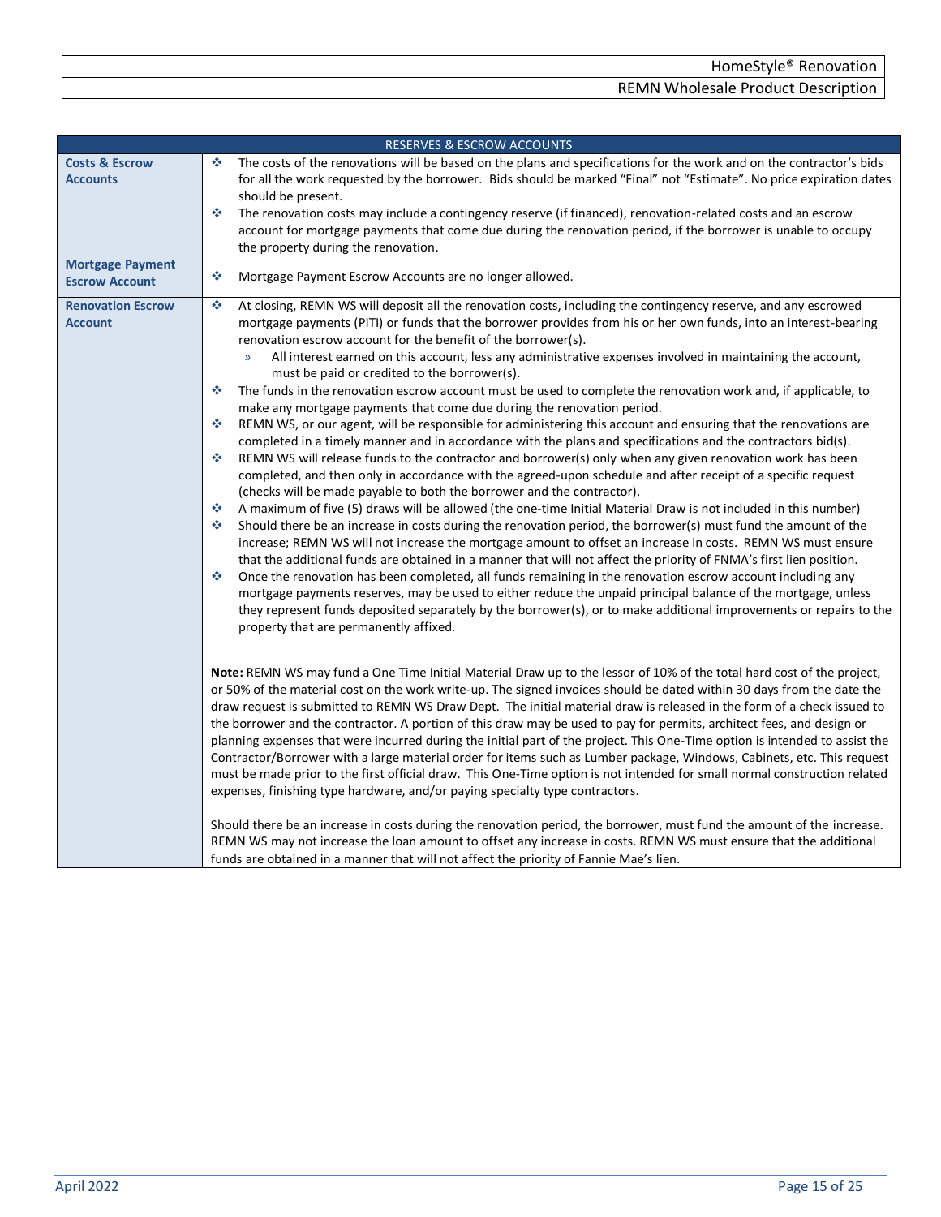| RESERVES & ESCROW ACCOUNTS | |
|---|---|
| **Costs & Escrow Accounts** | ❖ The costs of the renovations will be based on the plans and specifications for the work and on the contractor's bids for all the work requested by the borrower. Bids should be marked "Final" not "Estimate". No price expiration dates should be present.<br>❖ The renovation costs may include a contingency reserve (if financed), renovation-related costs and an escrow account for mortgage payments that come due during the renovation period, if the borrower is unable to occupy the property during the renovation. |
| **Mortgage Payment Escrow Account** | ❖ Mortgage Payment Escrow Accounts are no longer allowed. |
| **Renovation Escrow Account** | ❖ At closing, REMN WS will deposit all the renovation costs, including the contingency reserve, and any escrowed mortgage payments (PITI) or funds that the borrower provides from his or her own funds, into an interest-bearing renovation escrow account for the benefit of the borrower(s).<br>» All interest earned on this account, less any administrative expenses involved in maintaining the account, must be paid or credited to the borrower(s).<br>❖ The funds in the renovation escrow account must be used to complete the renovation work and, if applicable, to make any mortgage payments that come due during the renovation period.<br>❖ REMN WS, or our agent, will be responsible for administering this account and ensuring that the renovations are completed in a timely manner and in accordance with the plans and specifications and the contractors bid(s).<br>❖ REMN WS will release funds to the contractor and borrower(s) only when any given renovation work has been completed, and then only in accordance with the agreed-upon schedule and after receipt of a specific request (checks will be made payable to both the borrower and the contractor).<br>❖ A maximum of five (5) draws will be allowed (the one-time Initial Material Draw is not included in this number)<br>❖ Should there be an increase in costs during the renovation period, the borrower(s) must fund the amount of the increase; REMN WS will not increase the mortgage amount to offset an increase in costs. REMN WS must ensure that the additional funds are obtained in a manner that will not affect the priority of FNMA's first lien position.<br>❖ Once the renovation has been completed, all funds remaining in the renovation escrow account including any mortgage payments reserves, may be used to either reduce the unpaid principal balance of the mortgage, unless they represent funds deposited separately by the borrower(s), or to make additional improvements or repairs to the property that are permanently affixed. |
| | **Note:** REMN WS may fund a One Time Initial Material Draw up to the lessor of 10% of the total hard cost of the project, or 50% of the material cost on the work write-up. The signed invoices should be dated within 30 days from the date the draw request is submitted to REMN WS Draw Dept. The initial material draw is released in the form of a check issued to the borrower and the contractor. A portion of this draw may be used to pay for permits, architect fees, and design or planning expenses that were incurred during the initial part of the project. This One-Time option is intended to assist the Contractor/Borrower with a large material order for items such as Lumber package, Windows, Cabinets, etc. This request must be made prior to the first official draw. This One-Time option is not intended for small normal construction related expenses, finishing type hardware, and/or paying specialty type contractors.<br><br>Should there be an increase in costs during the renovation period, the borrower, must fund the amount of the increase. REMN WS may not increase the loan amount to offset any increase in costs. REMN WS must ensure that the additional funds are obtained in a manner that will not affect the priority of Fannie Mae's lien. |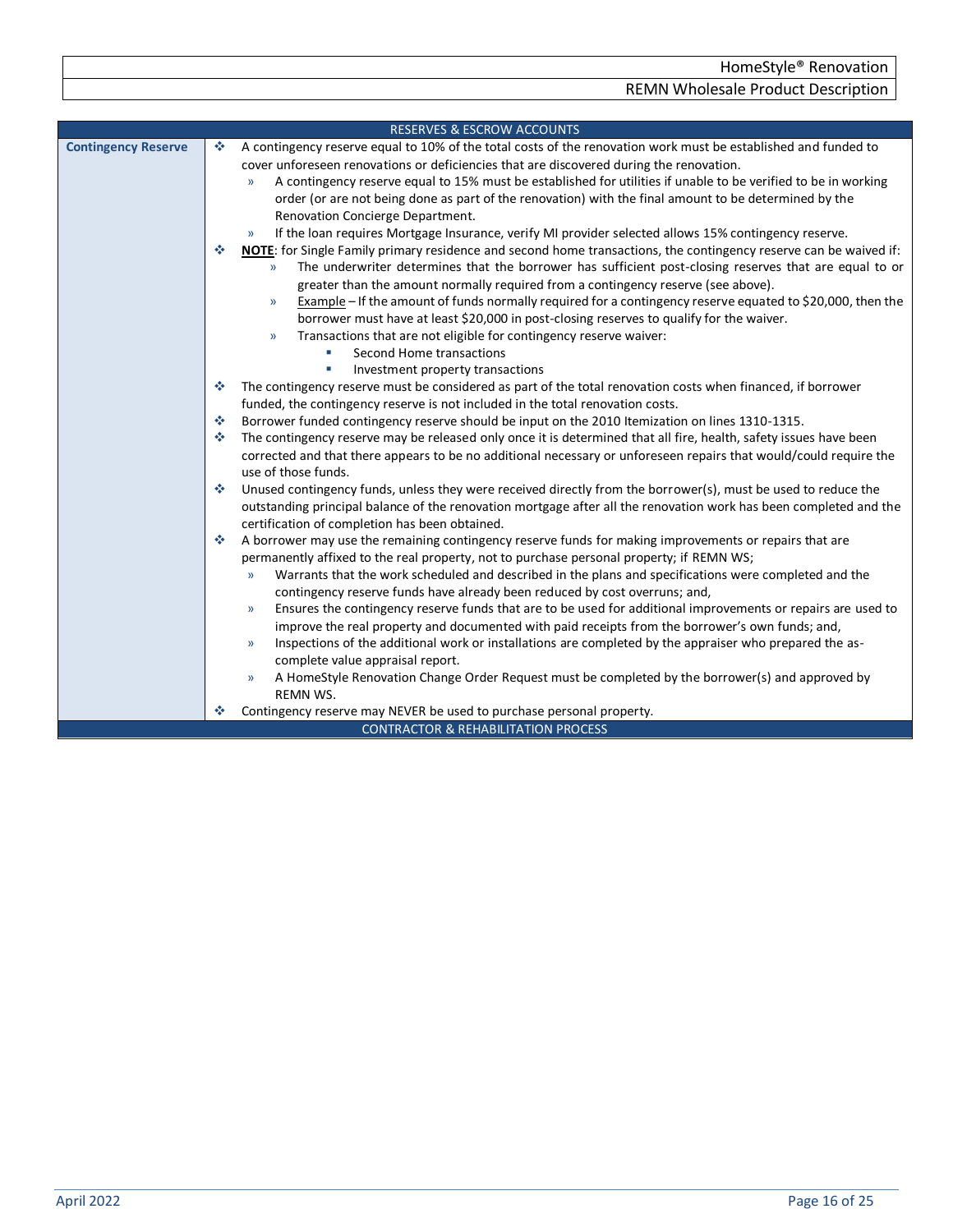## RESERVES & ESCROW ACCOUNTS

**Contingency Reserve**

- A contingency reserve equal to 10% of the total costs of the renovation work must be established and funded to cover unforeseen renovations or deficiencies that are discovered during the renovation.
  - A contingency reserve equal to 15% must be established for utilities if unable to be verified to be in working order (or are not being done as part of the renovation) with the final amount to be determined by the Renovation Concierge Department.
  - If the loan requires Mortgage Insurance, verify MI provider selected allows 15% contingency reserve.
- **NOTE**: for Single Family primary residence and second home transactions, the contingency reserve can be waived if:
  - The underwriter determines that the borrower has sufficient post-closing reserves that are equal to or greater than the amount normally required from a contingency reserve (see above).
  - Example – If the amount of funds normally required for a contingency reserve equated to $20,000, then the borrower must have at least $20,000 in post-closing reserves to qualify for the waiver.
  - Transactions that are not eligible for contingency reserve waiver:
    - Second Home transactions
    - Investment property transactions
- The contingency reserve must be considered as part of the total renovation costs when financed, if borrower funded, the contingency reserve is not included in the total renovation costs.
- Borrower funded contingency reserve should be input on the 2010 Itemization on lines 1310-1315.
- The contingency reserve may be released only once it is determined that all fire, health, safety issues have been corrected and that there appears to be no additional necessary or unforeseen repairs that would/could require the use of those funds.
- Unused contingency funds, unless they were received directly from the borrower(s), must be used to reduce the outstanding principal balance of the renovation mortgage after all the renovation work has been completed and the certification of completion has been obtained.
- A borrower may use the remaining contingency reserve funds for making improvements or repairs that are permanently affixed to the real property, not to purchase personal property; if REMN WS;
  - Warrants that the work scheduled and described in the plans and specifications were completed and the contingency reserve funds have already been reduced by cost overruns; and,
  - Ensures the contingency reserve funds that are to be used for additional improvements or repairs are used to improve the real property and documented with paid receipts from the borrower's own funds; and,
  - Inspections of the additional work or installations are completed by the appraiser who prepared the as-complete value appraisal report.
  - A HomeStyle Renovation Change Order Request must be completed by the borrower(s) and approved by REMN WS.
- Contingency reserve may NEVER be used to purchase personal property.

## CONTRACTOR & REHABILITATION PROCESS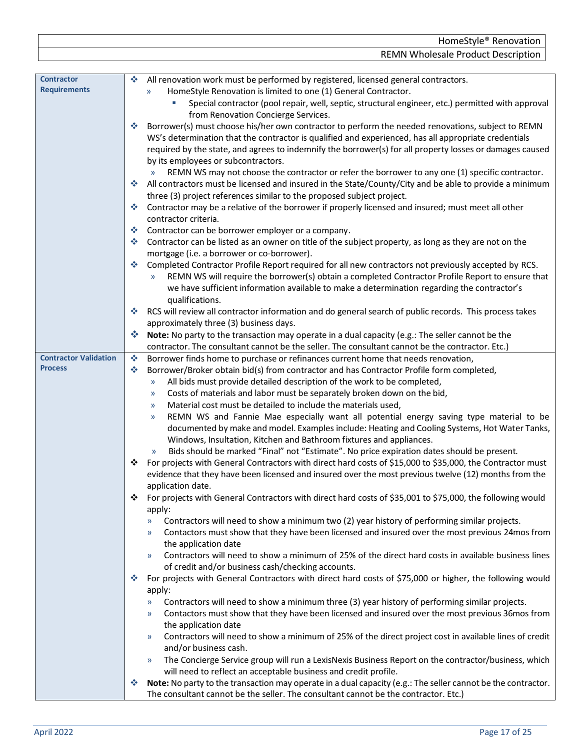| | |
|---|---|
| **Contractor Requirements** | - All renovation work must be performed by registered, licensed general contractors.<br>  - HomeStyle Renovation is limited to one (1) General Contractor.<br>    - Special contractor (pool repair, well, septic, structural engineer, etc.) permitted with approval from Renovation Concierge Services.<br>- Borrower(s) must choose his/her own contractor to perform the needed renovations, subject to REMN WS's determination that the contractor is qualified and experienced, has all appropriate credentials required by the state, and agrees to indemnify the borrower(s) for all property losses or damages caused by its employees or subcontractors.<br>  - REMN WS may not choose the contractor or refer the borrower to any one (1) specific contractor.<br>- All contractors must be licensed and insured in the State/County/City and be able to provide a minimum three (3) project references similar to the proposed subject project.<br>- Contractor may be a relative of the borrower if properly licensed and insured; must meet all other contractor criteria.<br>- Contractor can be borrower employer or a company.<br>- Contractor can be listed as an owner on title of the subject property, as long as they are not on the mortgage (i.e. a borrower or co-borrower).<br>- Completed Contractor Profile Report required for all new contractors not previously accepted by RCS.<br>  - REMN WS will require the borrower(s) obtain a completed Contractor Profile Report to ensure that we have sufficient information available to make a determination regarding the contractor's qualifications.<br>- RCS will review all contractor information and do general search of public records. This process takes approximately three (3) business days.<br>- **Note:** No party to the transaction may operate in a dual capacity (e.g.: The seller cannot be the contractor. The consultant cannot be the seller. The consultant cannot be the contractor. Etc.) |
| **Contractor Validation Process** | - Borrower finds home to purchase or refinances current home that needs renovation,<br>- Borrower/Broker obtain bid(s) from contractor and has Contractor Profile form completed,<br>  - All bids must provide detailed description of the work to be completed,<br>  - Costs of materials and labor must be separately broken down on the bid,<br>  - Material cost must be detailed to include the materials used,<br>  - REMN WS and Fannie Mae especially want all potential energy saving type material to be documented by make and model. Examples include: Heating and Cooling Systems, Hot Water Tanks, Windows, Insultation, Kitchen and Bathroom fixtures and appliances.<br>  - Bids should be marked "Final" not "Estimate". No price expiration dates should be present.<br>- For projects with General Contractors with direct hard costs of $15,000 to $35,000, the Contractor must evidence that they have been licensed and insured over the most previous twelve (12) months from the application date.<br>- For projects with General Contractors with direct hard costs of $35,001 to $75,000, the following would apply:<br>  - Contractors will need to show a minimum two (2) year history of performing similar projects.<br>  - Contactors must show that they have been licensed and insured over the most previous 24mos from the application date<br>  - Contractors will need to show a minimum of 25% of the direct hard costs in available business lines of credit and/or business cash/checking accounts.<br>- For projects with General Contractors with direct hard costs of $75,000 or higher, the following would apply:<br>  - Contractors will need to show a minimum three (3) year history of performing similar projects.<br>  - Contactors must show that they have been licensed and insured over the most previous 36mos from the application date<br>  - Contractors will need to show a minimum of 25% of the direct project cost in available lines of credit and/or business cash.<br>  - The Concierge Service group will run a LexisNexis Business Report on the contractor/business, which will need to reflect an acceptable business and credit profile.<br>- **Note:** No party to the transaction may operate in a dual capacity (e.g.: The seller cannot be the contractor. The consultant cannot be the seller. The consultant cannot be the contractor. Etc.) |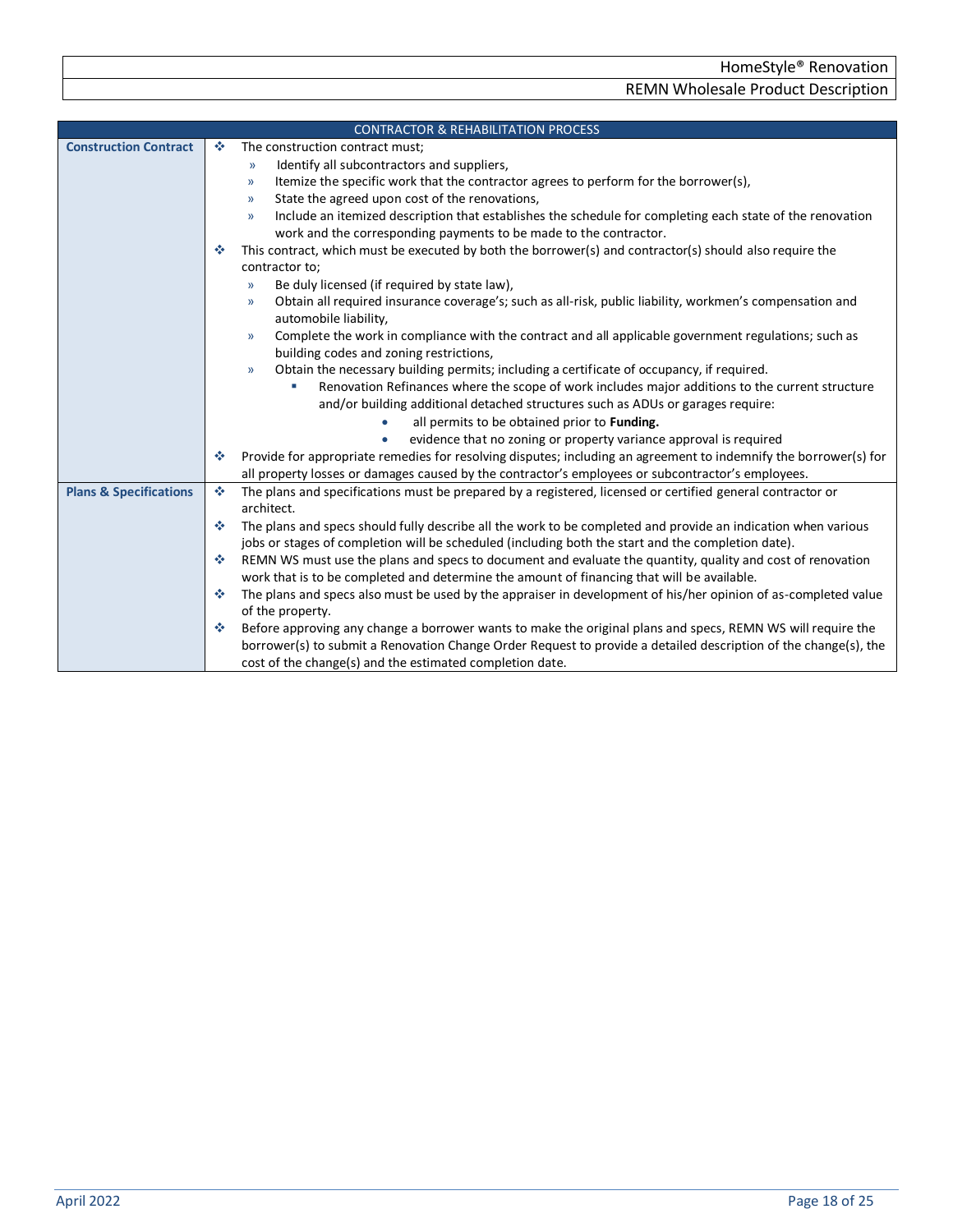| CONTRACTOR & REHABILITATION PROCESS | |
|---|---|
| **Construction Contract** | ❖ The construction contract must;<br>» Identify all subcontractors and suppliers,<br>» Itemize the specific work that the contractor agrees to perform for the borrower(s),<br>» State the agreed upon cost of the renovations,<br>» Include an itemized description that establishes the schedule for completing each state of the renovation work and the corresponding payments to be made to the contractor.<br>❖ This contract, which must be executed by both the borrower(s) and contractor(s) should also require the contractor to;<br>» Be duly licensed (if required by state law),<br>» Obtain all required insurance coverage's; such as all-risk, public liability, workmen's compensation and automobile liability,<br>» Complete the work in compliance with the contract and all applicable government regulations; such as building codes and zoning restrictions,<br>» Obtain the necessary building permits; including a certificate of occupancy, if required.<br>▪ Renovation Refinances where the scope of work includes major additions to the current structure and/or building additional detached structures such as ADUs or garages require:<br>• all permits to be obtained prior to **Funding.**<br>• evidence that no zoning or property variance approval is required<br>❖ Provide for appropriate remedies for resolving disputes; including an agreement to indemnify the borrower(s) for all property losses or damages caused by the contractor's employees or subcontractor's employees. |
| **Plans & Specifications** | ❖ The plans and specifications must be prepared by a registered, licensed or certified general contractor or architect.<br>❖ The plans and specs should fully describe all the work to be completed and provide an indication when various jobs or stages of completion will be scheduled (including both the start and the completion date).<br>❖ REMN WS must use the plans and specs to document and evaluate the quantity, quality and cost of renovation work that is to be completed and determine the amount of financing that will be available.<br>❖ The plans and specs also must be used by the appraiser in development of his/her opinion of as-completed value of the property.<br>❖ Before approving any change a borrower wants to make the original plans and specs, REMN WS will require the borrower(s) to submit a Renovation Change Order Request to provide a detailed description of the change(s), the cost of the change(s) and the estimated completion date. |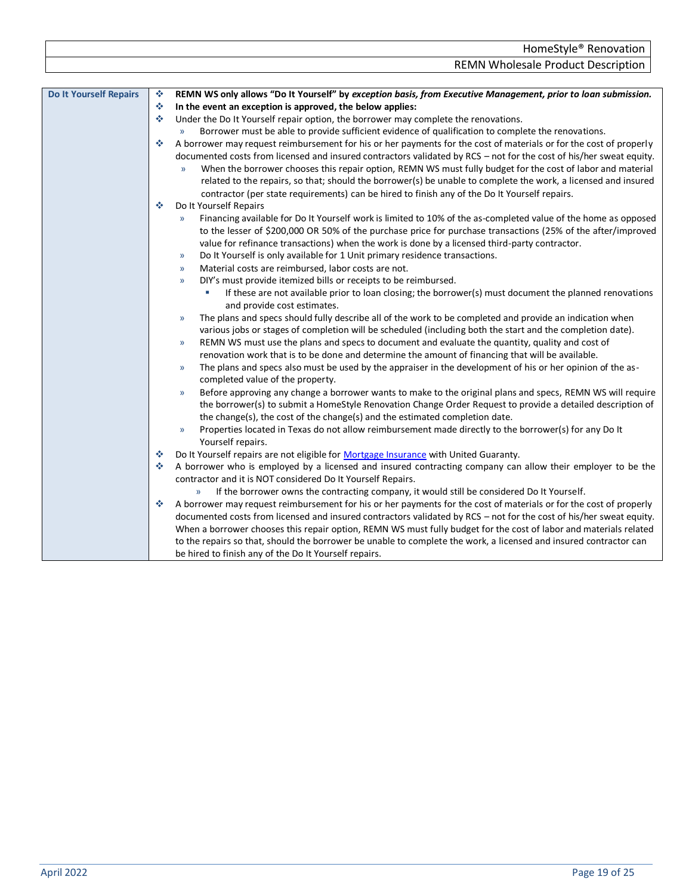| Do It Yourself Repairs | Details |
|---|---|
| **Do It Yourself Repairs** | ❖ **REMN WS only allows "Do It Yourself" by *exception basis, from Executive Management, prior to loan submission.*** <br> ❖ **In the event an exception is approved, the below applies:** <br> ❖ Under the Do It Yourself repair option, the borrower may complete the renovations. <br> » Borrower must be able to provide sufficient evidence of qualification to complete the renovations. <br> ❖ A borrower may request reimbursement for his or her payments for the cost of materials or for the cost of properly documented costs from licensed and insured contractors validated by RCS – not for the cost of his/her sweat equity. <br> » When the borrower chooses this repair option, REMN WS must fully budget for the cost of labor and material related to the repairs, so that; should the borrower(s) be unable to complete the work, a licensed and insured contractor (per state requirements) can be hired to finish any of the Do It Yourself repairs. <br> ❖ Do It Yourself Repairs <br> » Financing available for Do It Yourself work is limited to 10% of the as-completed value of the home as opposed to the lesser of $200,000 OR 50% of the purchase price for purchase transactions (25% of the after/improved value for refinance transactions) when the work is done by a licensed third-party contractor. <br> » Do It Yourself is only available for 1 Unit primary residence transactions. <br> » Material costs are reimbursed, labor costs are not. <br> » DIY's must provide itemized bills or receipts to be reimbursed. <br> ▪ If these are not available prior to loan closing; the borrower(s) must document the planned renovations and provide cost estimates. <br> » The plans and specs should fully describe all of the work to be completed and provide an indication when various jobs or stages of completion will be scheduled (including both the start and the completion date). <br> » REMN WS must use the plans and specs to document and evaluate the quantity, quality and cost of renovation work that is to be done and determine the amount of financing that will be available. <br> » The plans and specs also must be used by the appraiser in the development of his or her opinion of the as-completed value of the property. <br> » Before approving any change a borrower wants to make to the original plans and specs, REMN WS will require the borrower(s) to submit a HomeStyle Renovation Change Order Request to provide a detailed description of the change(s), the cost of the change(s) and the estimated completion date. <br> » Properties located in Texas do not allow reimbursement made directly to the borrower(s) for any Do It Yourself repairs. <br> ❖ Do It Yourself repairs are not eligible for Mortgage Insurance with United Guaranty. <br> ❖ A borrower who is employed by a licensed and insured contracting company can allow their employer to be the contractor and it is NOT considered Do It Yourself Repairs. <br> » If the borrower owns the contracting company, it would still be considered Do It Yourself. <br> ❖ A borrower may request reimbursement for his or her payments for the cost of materials or for the cost of properly documented costs from licensed and insured contractors validated by RCS – not for the cost of his/her sweat equity. When a borrower chooses this repair option, REMN WS must fully budget for the cost of labor and materials related to the repairs so that, should the borrower be unable to complete the work, a licensed and insured contractor can be hired to finish any of the Do It Yourself repairs. |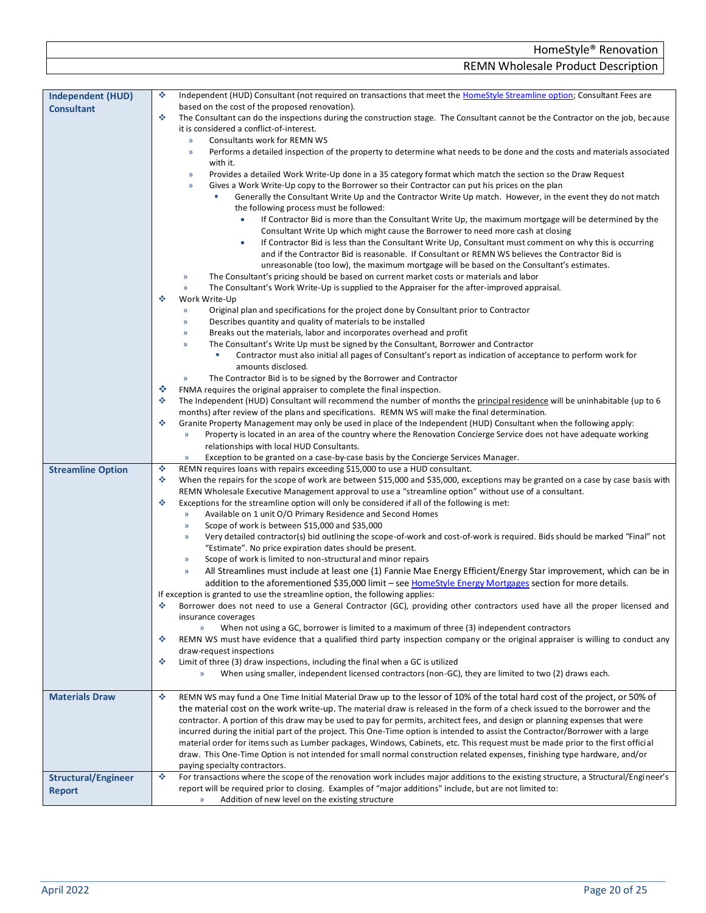| | |
|---|---|
| **Independent (HUD) Consultant** | ❖ Independent (HUD) Consultant (not required on transactions that meet the HomeStyle Streamline option; Consultant Fees are based on the cost of the proposed renovation).<br>❖ The Consultant can do the inspections during the construction stage. The Consultant cannot be the Contractor on the job, because it is considered a conflict-of-interest.<br>» Consultants work for REMN WS<br>» Performs a detailed inspection of the property to determine what needs to be done and the costs and materials associated with it.<br>» Provides a detailed Work Write-Up done in a 35 category format which match the section so the Draw Request<br>» Gives a Work Write-Up copy to the Borrower so their Contractor can put his prices on the plan<br>▪ Generally the Consultant Write Up and the Contractor Write Up match. However, in the event they do not match the following process must be followed:<br>• If Contractor Bid is more than the Consultant Write Up, the maximum mortgage will be determined by the Consultant Write Up which might cause the Borrower to need more cash at closing<br>• If Contractor Bid is less than the Consultant Write Up, Consultant must comment on why this is occurring and if the Contractor Bid is reasonable. If Consultant or REMN WS believes the Contractor Bid is unreasonable (too low), the maximum mortgage will be based on the Consultant's estimates.<br>» The Consultant's pricing should be based on current market costs or materials and labor<br>» The Consultant's Work Write-Up is supplied to the Appraiser for the after-improved appraisal.<br>❖ Work Write-Up<br>» Original plan and specifications for the project done by Consultant prior to Contractor<br>» Describes quantity and quality of materials to be installed<br>» Breaks out the materials, labor and incorporates overhead and profit<br>» The Consultant's Write Up must be signed by the Consultant, Borrower and Contractor<br>▪ Contractor must also initial all pages of Consultant's report as indication of acceptance to perform work for amounts disclosed.<br>» The Contractor Bid is to be signed by the Borrower and Contractor<br>❖ FNMA requires the original appraiser to complete the final inspection.<br>❖ The Independent (HUD) Consultant will recommend the number of months the principal residence will be uninhabitable (up to 6 months) after review of the plans and specifications. REMN WS will make the final determination.<br>❖ Granite Property Management may only be used in place of the Independent (HUD) Consultant when the following apply:<br>» Property is located in an area of the country where the Renovation Concierge Service does not have adequate working relationships with local HUD Consultants.<br>» Exception to be granted on a case-by-case basis by the Concierge Services Manager. |
| **Streamline Option** | ❖ REMN requires loans with repairs exceeding $15,000 to use a HUD consultant.<br>❖ When the repairs for the scope of work are between $15,000 and $35,000, exceptions may be granted on a case by case basis with REMN Wholesale Executive Management approval to use a "streamline option" without use of a consultant.<br>❖ Exceptions for the streamline option will only be considered if all of the following is met:<br>» Available on 1 unit O/O Primary Residence and Second Homes<br>» Scope of work is between $15,000 and $35,000<br>» Very detailed contractor(s) bid outlining the scope-of-work and cost-of-work is required. Bids should be marked "Final" not "Estimate". No price expiration dates should be present.<br>» Scope of work is limited to non-structural and minor repairs<br>» All Streamlines must include at least one (1) Fannie Mae Energy Efficient/Energy Star improvement, which can be in addition to the aforementioned $35,000 limit – see HomeStyle Energy Mortgages section for more details.<br>If exception is granted to use the streamline option, the following applies:<br>❖ Borrower does not need to use a General Contractor (GC), providing other contractors used have all the proper licensed and insurance coverages<br>» When not using a GC, borrower is limited to a maximum of three (3) independent contractors<br>❖ REMN WS must have evidence that a qualified third party inspection company or the original appraiser is willing to conduct any draw-request inspections<br>❖ Limit of three (3) draw inspections, including the final when a GC is utilized<br>» When using smaller, independent licensed contractors (non-GC), they are limited to two (2) draws each. |
| **Materials Draw** | ❖ REMN WS may fund a One Time Initial Material Draw up to the lessor of 10% of the total hard cost of the project, or 50% of the material cost on the work write-up. The material draw is released in the form of a check issued to the borrower and the contractor. A portion of this draw may be used to pay for permits, architect fees, and design or planning expenses that were incurred during the initial part of the project. This One-Time option is intended to assist the Contractor/Borrower with a large material order for items such as Lumber packages, Windows, Cabinets, etc. This request must be made prior to the first official draw. This One-Time Option is not intended for small normal construction related expenses, finishing type hardware, and/or paying specialty contractors. |
| **Structural/Engineer Report** | ❖ For transactions where the scope of the renovation work includes major additions to the existing structure, a Structural/Engineer's report will be required prior to closing. Examples of "major additions" include, but are not limited to:<br>» Addition of new level on the existing structure |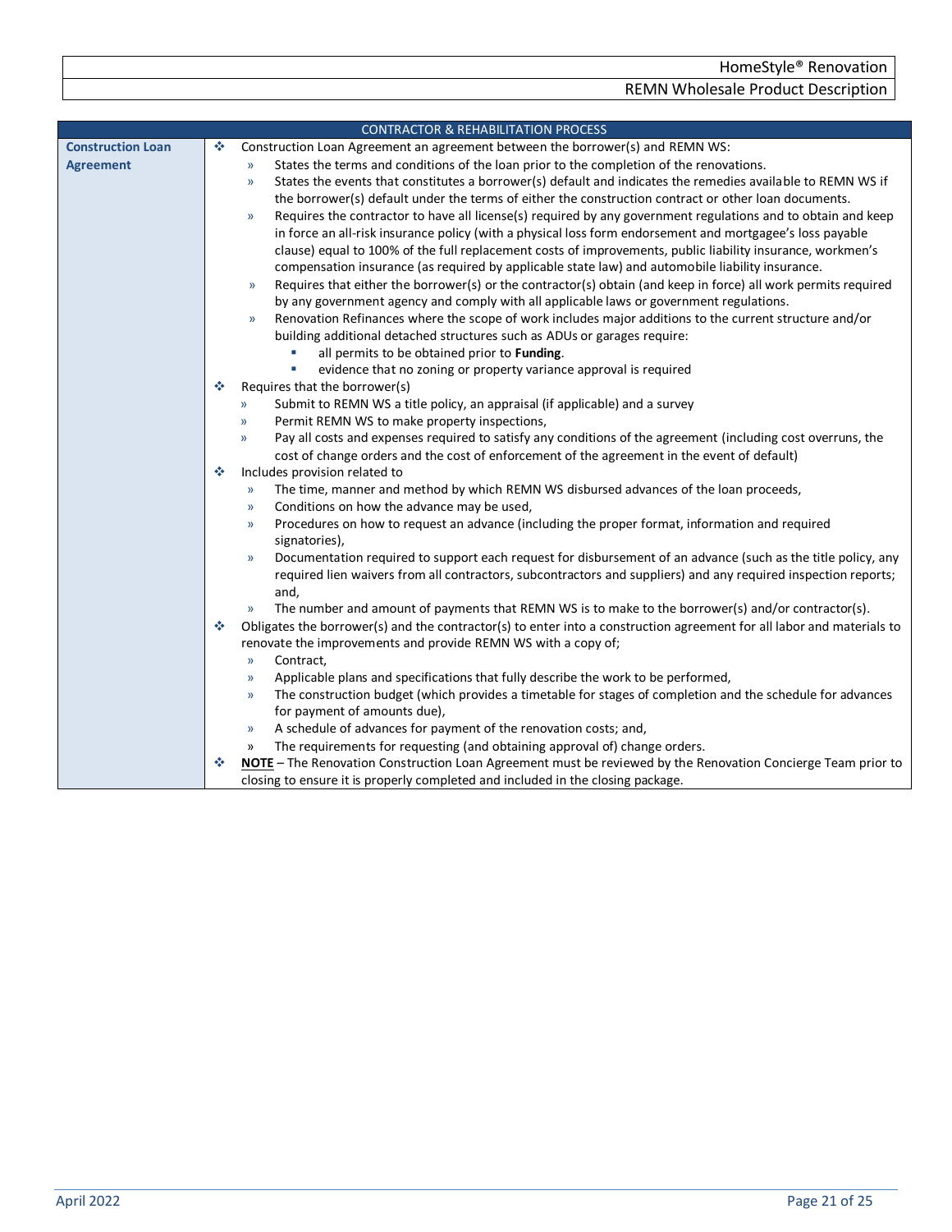## CONTRACTOR & REHABILITATION PROCESS

| | |
|---|---|
| **Construction Loan Agreement** | ❖ Construction Loan Agreement an agreement between the borrower(s) and REMN WS:<br>» States the terms and conditions of the loan prior to the completion of the renovations.<br>» States the events that constitutes a borrower(s) default and indicates the remedies available to REMN WS if the borrower(s) default under the terms of either the construction contract or other loan documents.<br>» Requires the contractor to have all license(s) required by any government regulations and to obtain and keep in force an all-risk insurance policy (with a physical loss form endorsement and mortgagee's loss payable clause) equal to 100% of the full replacement costs of improvements, public liability insurance, workmen's compensation insurance (as required by applicable state law) and automobile liability insurance.<br>» Requires that either the borrower(s) or the contractor(s) obtain (and keep in force) all work permits required by any government agency and comply with all applicable laws or government regulations.<br>» Renovation Refinances where the scope of work includes major additions to the current structure and/or building additional detached structures such as ADUs or garages require:<br>▪ all permits to be obtained prior to **Funding**.<br>▪ evidence that no zoning or property variance approval is required<br>❖ Requires that the borrower(s)<br>» Submit to REMN WS a title policy, an appraisal (if applicable) and a survey<br>» Permit REMN WS to make property inspections,<br>» Pay all costs and expenses required to satisfy any conditions of the agreement (including cost overruns, the cost of change orders and the cost of enforcement of the agreement in the event of default)<br>❖ Includes provision related to<br>» The time, manner and method by which REMN WS disbursed advances of the loan proceeds,<br>» Conditions on how the advance may be used,<br>» Procedures on how to request an advance (including the proper format, information and required signatories),<br>» Documentation required to support each request for disbursement of an advance (such as the title policy, any required lien waivers from all contractors, subcontractors and suppliers) and any required inspection reports; and,<br>» The number and amount of payments that REMN WS is to make to the borrower(s) and/or contractor(s).<br>❖ Obligates the borrower(s) and the contractor(s) to enter into a construction agreement for all labor and materials to renovate the improvements and provide REMN WS with a copy of;<br>» Contract,<br>» Applicable plans and specifications that fully describe the work to be performed,<br>» The construction budget (which provides a timetable for stages of completion and the schedule for advances for payment of amounts due),<br>» A schedule of advances for payment of the renovation costs; and,<br>» The requirements for requesting (and obtaining approval of) change orders.<br>❖ **NOTE** – The Renovation Construction Loan Agreement must be reviewed by the Renovation Concierge Team prior to closing to ensure it is properly completed and included in the closing package. |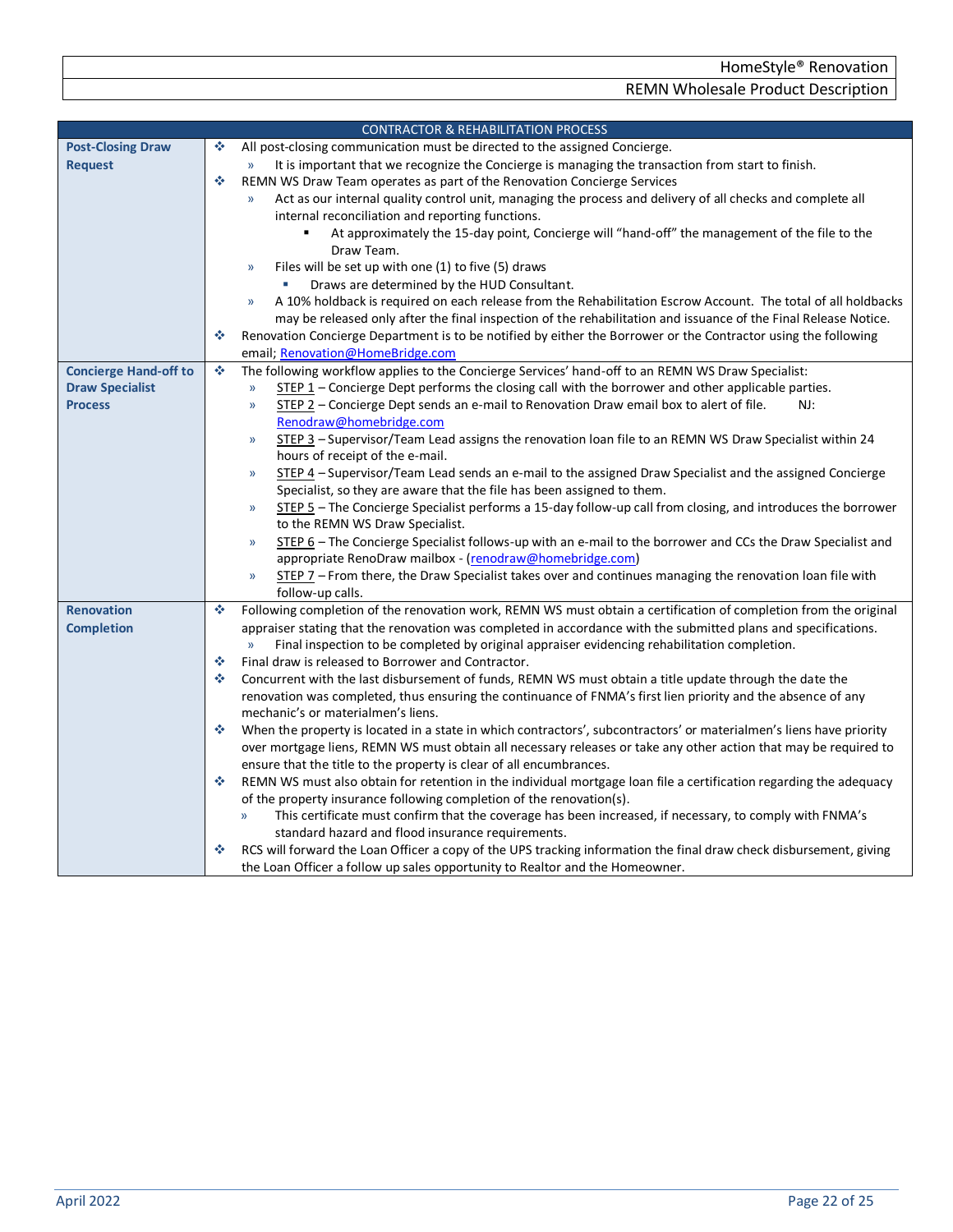| CONTRACTOR & REHABILITATION PROCESS | |
|---|---|
| **Post-Closing Draw Request** | ❖ All post-closing communication must be directed to the assigned Concierge.<br>» It is important that we recognize the Concierge is managing the transaction from start to finish.<br>❖ REMN WS Draw Team operates as part of the Renovation Concierge Services<br>» Act as our internal quality control unit, managing the process and delivery of all checks and complete all internal reconciliation and reporting functions.<br>▪ At approximately the 15-day point, Concierge will "hand-off" the management of the file to the Draw Team.<br>» Files will be set up with one (1) to five (5) draws<br>▪ Draws are determined by the HUD Consultant.<br>» A 10% holdback is required on each release from the Rehabilitation Escrow Account. The total of all holdbacks may be released only after the final inspection of the rehabilitation and issuance of the Final Release Notice.<br>❖ Renovation Concierge Department is to be notified by either the Borrower or the Contractor using the following email; Renovation@HomeBridge.com |
| **Concierge Hand-off to Draw Specialist Process** | ❖ The following workflow applies to the Concierge Services' hand-off to an REMN WS Draw Specialist:<br>» STEP 1 – Concierge Dept performs the closing call with the borrower and other applicable parties.<br>» STEP 2 – Concierge Dept sends an e-mail to Renovation Draw email box to alert of file. NJ: Renodraw@homebridge.com<br>» STEP 3 – Supervisor/Team Lead assigns the renovation loan file to an REMN WS Draw Specialist within 24 hours of receipt of the e-mail.<br>» STEP 4 – Supervisor/Team Lead sends an e-mail to the assigned Draw Specialist and the assigned Concierge Specialist, so they are aware that the file has been assigned to them.<br>» STEP 5 – The Concierge Specialist performs a 15-day follow-up call from closing, and introduces the borrower to the REMN WS Draw Specialist.<br>» STEP 6 – The Concierge Specialist follows-up with an e-mail to the borrower and CCs the Draw Specialist and appropriate RenoDraw mailbox - (renodraw@homebridge.com)<br>» STEP 7 – From there, the Draw Specialist takes over and continues managing the renovation loan file with follow-up calls. |
| **Renovation Completion** | ❖ Following completion of the renovation work, REMN WS must obtain a certification of completion from the original appraiser stating that the renovation was completed in accordance with the submitted plans and specifications.<br>» Final inspection to be completed by original appraiser evidencing rehabilitation completion.<br>❖ Final draw is released to Borrower and Contractor.<br>❖ Concurrent with the last disbursement of funds, REMN WS must obtain a title update through the date the renovation was completed, thus ensuring the continuance of FNMA's first lien priority and the absence of any mechanic's or materialmen's liens.<br>❖ When the property is located in a state in which contractors', subcontractors' or materialmen's liens have priority over mortgage liens, REMN WS must obtain all necessary releases or take any other action that may be required to ensure that the title to the property is clear of all encumbrances.<br>❖ REMN WS must also obtain for retention in the individual mortgage loan file a certification regarding the adequacy of the property insurance following completion of the renovation(s).<br>» This certificate must confirm that the coverage has been increased, if necessary, to comply with FNMA's standard hazard and flood insurance requirements.<br>❖ RCS will forward the Loan Officer a copy of the UPS tracking information the final draw check disbursement, giving the Loan Officer a follow up sales opportunity to Realtor and the Homeowner. |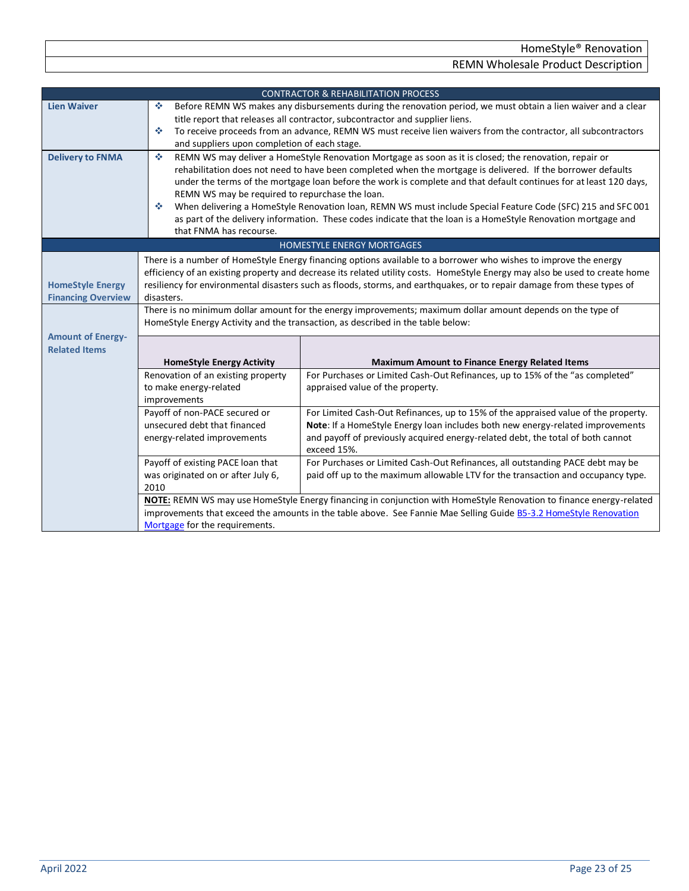## CONTRACTOR & REHABILITATION PROCESS

| | |
|---|---|
| **Lien Waiver** | ❖ Before REMN WS makes any disbursements during the renovation period, we must obtain a lien waiver and a clear title report that releases all contractor, subcontractor and supplier liens.<br>❖ To receive proceeds from an advance, REMN WS must receive lien waivers from the contractor, all subcontractors and suppliers upon completion of each stage. |
| **Delivery to FNMA** | ❖ REMN WS may deliver a HomeStyle Renovation Mortgage as soon as it is closed; the renovation, repair or rehabilitation does not need to have been completed when the mortgage is delivered. If the borrower defaults under the terms of the mortgage loan before the work is complete and that default continues for at least 120 days, REMN WS may be required to repurchase the loan.<br>❖ When delivering a HomeStyle Renovation loan, REMN WS must include Special Feature Code (SFC) 215 and SFC 001 as part of the delivery information. These codes indicate that the loan is a HomeStyle Renovation mortgage and that FNMA has recourse. |

## HOMESTYLE ENERGY MORTGAGES

**HomeStyle Energy Financing Overview**

There is a number of HomeStyle Energy financing options available to a borrower who wishes to improve the energy efficiency of an existing property and decrease its related utility costs. HomeStyle Energy may also be used to create home resiliency for environmental disasters such as floods, storms, and earthquakes, or to repair damage from these types of disasters.

**Amount of Energy-Related Items**

There is no minimum dollar amount for the energy improvements; maximum dollar amount depends on the type of HomeStyle Energy Activity and the transaction, as described in the table below:

| HomeStyle Energy Activity | Maximum Amount to Finance Energy Related Items |
|---|---|
| Renovation of an existing property to make energy-related improvements | For Purchases or Limited Cash-Out Refinances, up to 15% of the "as completed" appraised value of the property. |
| Payoff of non-PACE secured or unsecured debt that financed energy-related improvements | For Limited Cash-Out Refinances, up to 15% of the appraised value of the property.<br>**Note**: If a HomeStyle Energy loan includes both new energy-related improvements and payoff of previously acquired energy-related debt, the total of both cannot exceed 15%. |
| Payoff of existing PACE loan that was originated on or after July 6, 2010 | For Purchases or Limited Cash-Out Refinances, all outstanding PACE debt may be paid off up to the maximum allowable LTV for the transaction and occupancy type. |

**NOTE:** REMN WS may use HomeStyle Energy financing in conjunction with HomeStyle Renovation to finance energy-related improvements that exceed the amounts in the table above. See Fannie Mae Selling Guide B5-3.2 HomeStyle Renovation Mortgage for the requirements.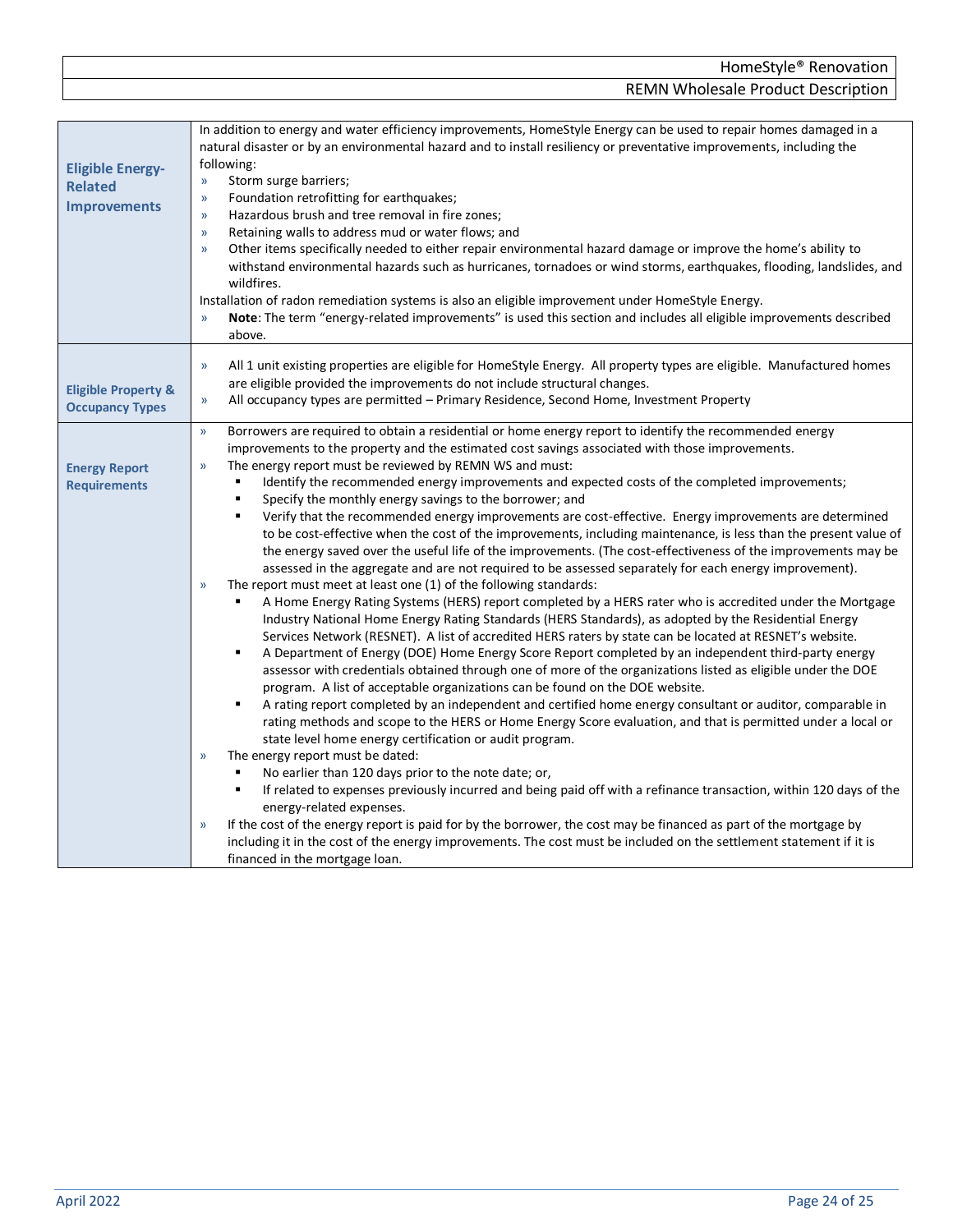| | |
|---|---|
| **Eligible Energy-Related Improvements** | In addition to energy and water efficiency improvements, HomeStyle Energy can be used to repair homes damaged in a natural disaster or by an environmental hazard and to install resiliency or preventative improvements, including the following:<br>» Storm surge barriers;<br>» Foundation retrofitting for earthquakes;<br>» Hazardous brush and tree removal in fire zones;<br>» Retaining walls to address mud or water flows; and<br>» Other items specifically needed to either repair environmental hazard damage or improve the home's ability to withstand environmental hazards such as hurricanes, tornadoes or wind storms, earthquakes, flooding, landslides, and wildfires.<br>Installation of radon remediation systems is also an eligible improvement under HomeStyle Energy.<br>» **Note**: The term "energy-related improvements" is used this section and includes all eligible improvements described above. |
| **Eligible Property & Occupancy Types** | » All 1 unit existing properties are eligible for HomeStyle Energy. All property types are eligible. Manufactured homes are eligible provided the improvements do not include structural changes.<br>» All occupancy types are permitted – Primary Residence, Second Home, Investment Property |
| **Energy Report Requirements** | » Borrowers are required to obtain a residential or home energy report to identify the recommended energy improvements to the property and the estimated cost savings associated with those improvements.<br>» The energy report must be reviewed by REMN WS and must:<br>▪ Identify the recommended energy improvements and expected costs of the completed improvements;<br>▪ Specify the monthly energy savings to the borrower; and<br>▪ Verify that the recommended energy improvements are cost-effective. Energy improvements are determined to be cost-effective when the cost of the improvements, including maintenance, is less than the present value of the energy saved over the useful life of the improvements. (The cost-effectiveness of the improvements may be assessed in the aggregate and are not required to be assessed separately for each energy improvement).<br>» The report must meet at least one (1) of the following standards:<br>▪ A Home Energy Rating Systems (HERS) report completed by a HERS rater who is accredited under the Mortgage Industry National Home Energy Rating Standards (HERS Standards), as adopted by the Residential Energy Services Network (RESNET). A list of accredited HERS raters by state can be located at RESNET's website.<br>▪ A Department of Energy (DOE) Home Energy Score Report completed by an independent third-party energy assessor with credentials obtained through one of more of the organizations listed as eligible under the DOE program. A list of acceptable organizations can be found on the DOE website.<br>▪ A rating report completed by an independent and certified home energy consultant or auditor, comparable in rating methods and scope to the HERS or Home Energy Score evaluation, and that is permitted under a local or state level home energy certification or audit program.<br>» The energy report must be dated:<br>▪ No earlier than 120 days prior to the note date; or,<br>▪ If related to expenses previously incurred and being paid off with a refinance transaction, within 120 days of the energy-related expenses.<br>» If the cost of the energy report is paid for by the borrower, the cost may be financed as part of the mortgage by including it in the cost of the energy improvements. The cost must be included on the settlement statement if it is financed in the mortgage loan. |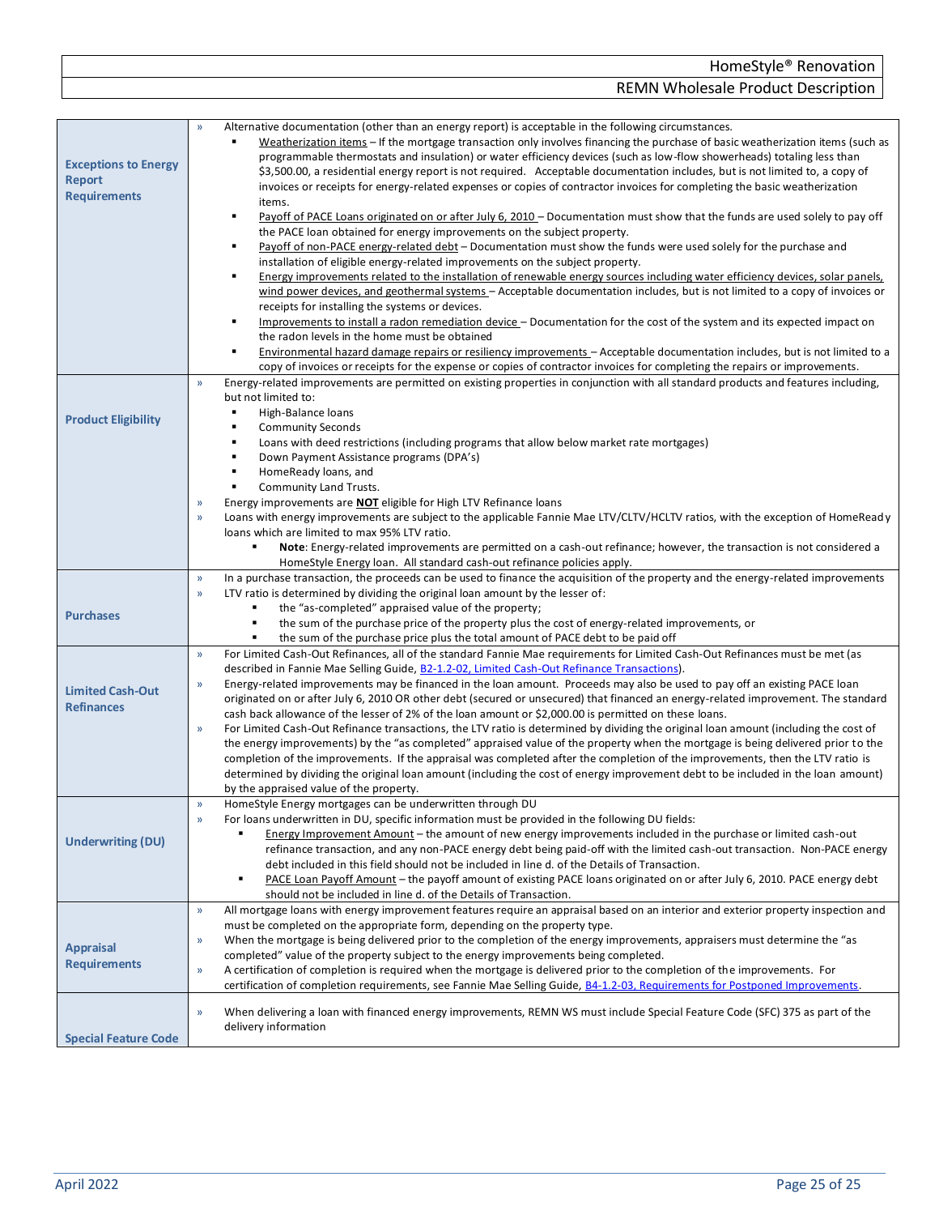| | |
|---|---|
| **Exceptions to Energy Report Requirements** | » Alternative documentation (other than an energy report) is acceptable in the following circumstances.<br>▪ Weatherization items – If the mortgage transaction only involves financing the purchase of basic weatherization items (such as programmable thermostats and insulation) or water efficiency devices (such as low-flow showerheads) totaling less than $3,500.00, a residential energy report is not required. Acceptable documentation includes, but is not limited to, a copy of invoices or receipts for energy-related expenses or copies of contractor invoices for completing the basic weatherization items.<br>▪ Payoff of PACE Loans originated on or after July 6, 2010 – Documentation must show that the funds are used solely to pay off the PACE loan obtained for energy improvements on the subject property.<br>▪ Payoff of non-PACE energy-related debt – Documentation must show the funds were used solely for the purchase and installation of eligible energy-related improvements on the subject property.<br>▪ Energy improvements related to the installation of renewable energy sources including water efficiency devices, solar panels, wind power devices, and geothermal systems – Acceptable documentation includes, but is not limited to a copy of invoices or receipts for installing the systems or devices.<br>▪ Improvements to install a radon remediation device – Documentation for the cost of the system and its expected impact on the radon levels in the home must be obtained<br>▪ Environmental hazard damage repairs or resiliency improvements – Acceptable documentation includes, but is not limited to a copy of invoices or receipts for the expense or copies of contractor invoices for completing the repairs or improvements. |
| **Product Eligibility** | » Energy-related improvements are permitted on existing properties in conjunction with all standard products and features including, but not limited to:<br>▪ High-Balance loans<br>▪ Community Seconds<br>▪ Loans with deed restrictions (including programs that allow below market rate mortgages)<br>▪ Down Payment Assistance programs (DPA's)<br>▪ HomeReady loans, and<br>▪ Community Land Trusts.<br>» Energy improvements are **NOT** eligible for High LTV Refinance loans<br>» Loans with energy improvements are subject to the applicable Fannie Mae LTV/CLTV/HCLTV ratios, with the exception of HomeReady loans which are limited to max 95% LTV ratio.<br>▪ **Note**: Energy-related improvements are permitted on a cash-out refinance; however, the transaction is not considered a HomeStyle Energy loan. All standard cash-out refinance policies apply. |
| **Purchases** | » In a purchase transaction, the proceeds can be used to finance the acquisition of the property and the energy-related improvements<br>» LTV ratio is determined by dividing the original loan amount by the lesser of:<br>▪ the "as-completed" appraised value of the property;<br>▪ the sum of the purchase price of the property plus the cost of energy-related improvements, or<br>▪ the sum of the purchase price plus the total amount of PACE debt to be paid off |
| **Limited Cash-Out Refinances** | » For Limited Cash-Out Refinances, all of the standard Fannie Mae requirements for Limited Cash-Out Refinances must be met (as described in Fannie Mae Selling Guide, B2-1.2-02, Limited Cash-Out Refinance Transactions).<br>» Energy-related improvements may be financed in the loan amount. Proceeds may also be used to pay off an existing PACE loan originated on or after July 6, 2010 OR other debt (secured or unsecured) that financed an energy-related improvement. The standard cash back allowance of the lesser of 2% of the loan amount or $2,000.00 is permitted on these loans.<br>» For Limited Cash-Out Refinance transactions, the LTV ratio is determined by dividing the original loan amount (including the cost of the energy improvements) by the "as completed" appraised value of the property when the mortgage is being delivered prior to the completion of the improvements. If the appraisal was completed after the completion of the improvements, then the LTV ratio is determined by dividing the original loan amount (including the cost of energy improvement debt to be included in the loan amount) by the appraised value of the property. |
| **Underwriting (DU)** | » HomeStyle Energy mortgages can be underwritten through DU<br>» For loans underwritten in DU, specific information must be provided in the following DU fields:<br>▪ Energy Improvement Amount – the amount of new energy improvements included in the purchase or limited cash-out refinance transaction, and any non-PACE energy debt being paid-off with the limited cash-out transaction. Non-PACE energy debt included in this field should not be included in line d. of the Details of Transaction.<br>▪ PACE Loan Payoff Amount – the payoff amount of existing PACE loans originated on or after July 6, 2010. PACE energy debt should not be included in line d. of the Details of Transaction. |
| **Appraisal Requirements** | » All mortgage loans with energy improvement features require an appraisal based on an interior and exterior property inspection and must be completed on the appropriate form, depending on the property type.<br>» When the mortgage is being delivered prior to the completion of the energy improvements, appraisers must determine the "as completed" value of the property subject to the energy improvements being completed.<br>» A certification of completion is required when the mortgage is delivered prior to the completion of the improvements. For certification of completion requirements, see Fannie Mae Selling Guide, B4-1.2-03, Requirements for Postponed Improvements. |
| **Special Feature Code** | » When delivering a loan with financed energy improvements, REMN WS must include Special Feature Code (SFC) 375 as part of the delivery information |